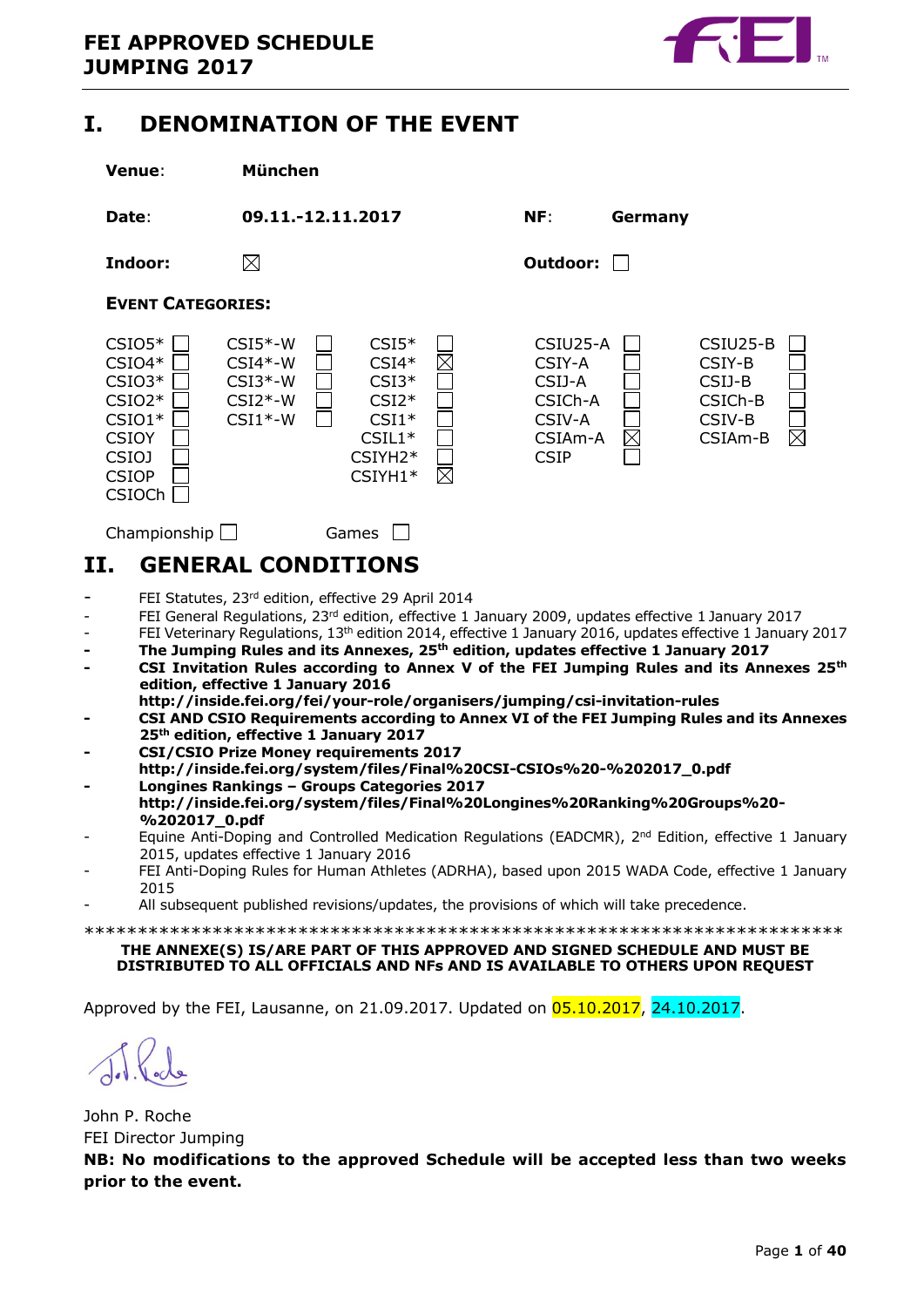# FEI APPROVED SCHEDULE
# JUMPING 2017

## I. DENOMINATION OF THE EVENT

**Venue**: **München**

**Date**: **09.11.-12.11.2017** **NF**: **Germany**

**Indoor:** ☒ **Outdoor:** ☐

**EVENT CATEGORIES:**

| | | | | |
|---|---|---|---|---|
| CSIO5* ☐ | CSI5*-W ☐ | CSI5* ☐ | CSIU25-A ☐ | CSIU25-B ☐ |
| CSIO4* ☐ | CSI4*-W ☐ | CSI4* ☒ | CSIY-A ☐ | CSIY-B ☐ |
| CSIO3* ☐ | CSI3*-W ☐ | CSI3* ☐ | CSIJ-A ☐ | CSIJ-B ☐ |
| CSIO2* ☐ | CSI2*-W ☐ | CSI2* ☐ | CSICh-A ☐ | CSICh-B ☐ |
| CSIO1* ☐ | CSI1*-W ☐ | CSI1* ☐ | CSIV-A ☐ | CSIV-B ☐ |
| CSIOY ☐ | | CSIL1* ☐ | CSIAm-A ☒ | CSIAm-B ☒ |
| CSIOJ ☐ | | CSIYH2* ☐ | CSIP ☐ | |
| CSIOP ☐ | | CSIYH1* ☒ | | |
| CSIOCh ☐ | | | | |

Championship ☐ Games ☐

## II. GENERAL CONDITIONS

- FEI Statutes, 23rd edition, effective 29 April 2014
- FEI General Regulations, 23rd edition, effective 1 January 2009, updates effective 1 January 2017
- FEI Veterinary Regulations, 13th edition 2014, effective 1 January 2016, updates effective 1 January 2017
- **The Jumping Rules and its Annexes, 25th edition, updates effective 1 January 2017**
- **CSI Invitation Rules according to Annex V of the FEI Jumping Rules and its Annexes 25th edition, effective 1 January 2016 http://inside.fei.org/fei/your-role/organisers/jumping/csi-invitation-rules**
- **CSI AND CSIO Requirements according to Annex VI of the FEI Jumping Rules and its Annexes 25th edition, effective 1 January 2017**
- **CSI/CSIO Prize Money requirements 2017 http://inside.fei.org/system/files/Final%20CSI-CSIOs%20-%202017_0.pdf**
- **Longines Rankings – Groups Categories 2017 http://inside.fei.org/system/files/Final%20Longines%20Ranking%20Groups%20-%202017_0.pdf**
- Equine Anti-Doping and Controlled Medication Regulations (EADCMR), 2nd Edition, effective 1 January 2015, updates effective 1 January 2016
- FEI Anti-Doping Rules for Human Athletes (ADRHA), based upon 2015 WADA Code, effective 1 January 2015
- All subsequent published revisions/updates, the provisions of which will take precedence.

\*\*\*\*\*\*\*\*\*\*\*\*\*\*\*\*\*\*\*\*\*\*\*\*\*\*\*\*\*\*\*\*\*\*\*\*\*\*\*\*\*\*\*\*\*\*\*\*\*\*\*\*\*\*\*\*\*\*\*\*\*\*\*\*\*\*\*\*\*\*\*\*

**THE ANNEXE(S) IS/ARE PART OF THIS APPROVED AND SIGNED SCHEDULE AND MUST BE DISTRIBUTED TO ALL OFFICIALS AND NFs AND IS AVAILABLE TO OTHERS UPON REQUEST**

Approved by the FEI, Lausanne, on 21.09.2017. Updated on 05.10.2017, 24.10.2017.

John P. Roche
FEI Director Jumping

**NB: No modifications to the approved Schedule will be accepted less than two weeks prior to the event.**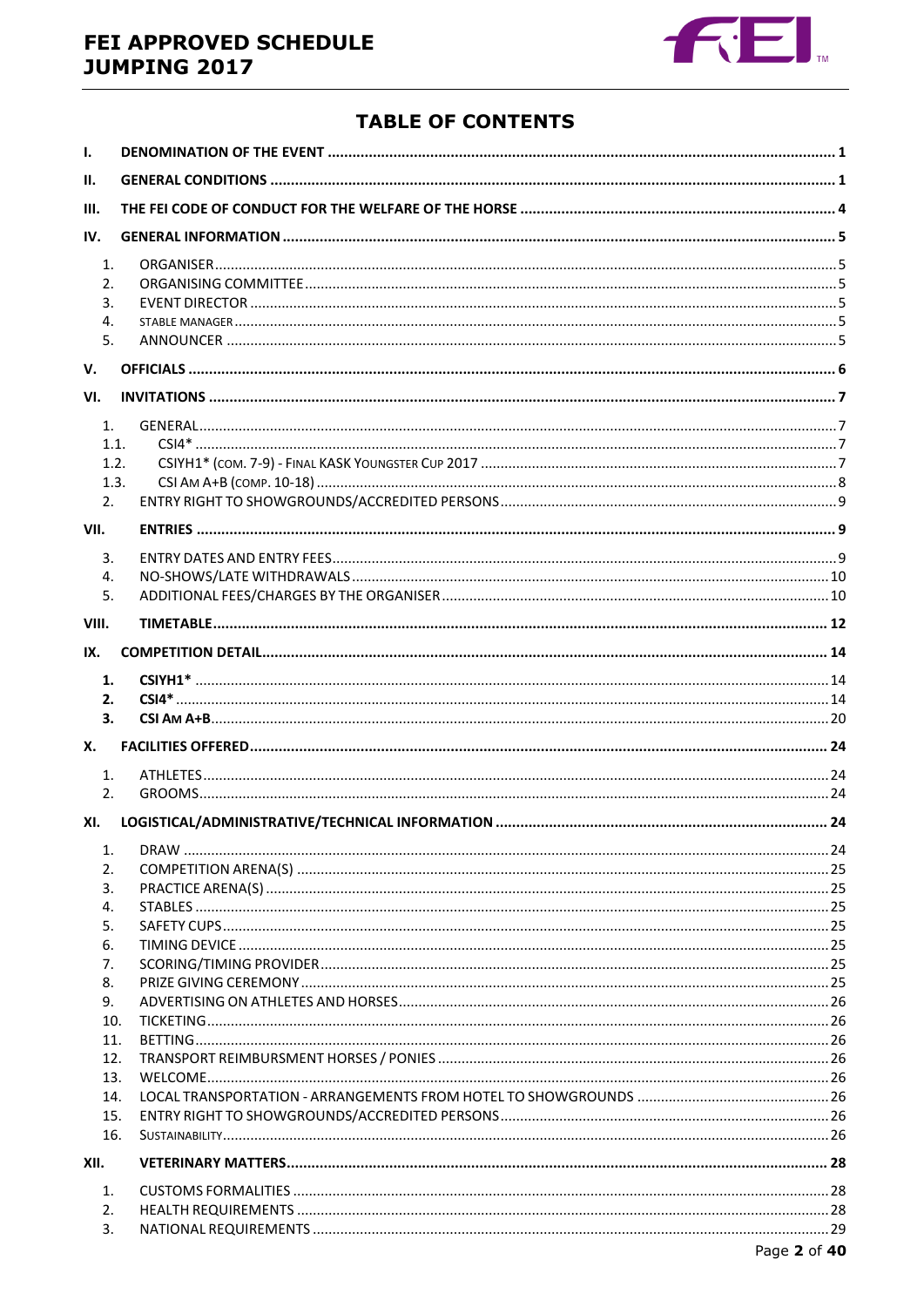# TABLE OF CONTENTS

- **I. DENOMINATION OF THE EVENT** ..... 1
- **II. GENERAL CONDITIONS** ..... 1
- **III. THE FEI CODE OF CONDUCT FOR THE WELFARE OF THE HORSE** ..... 4
- **IV. GENERAL INFORMATION** ..... 5
  - 1. ORGANISER ..... 5
  - 2. ORGANISING COMMITTEE ..... 5
  - 3. EVENT DIRECTOR ..... 5
  - 4. STABLE MANAGER ..... 5
  - 5. ANNOUNCER ..... 5
- **V. OFFICIALS** ..... 6
- **VI. INVITATIONS** ..... 7
  - 1. GENERAL ..... 7
  - 1.1. CSI4* ..... 7
  - 1.2. CSIYH1* (COM. 7-9) - FINAL KASK YOUNGSTER CUP 2017 ..... 7
  - 1.3. CSI AM A+B (COMP. 10-18) ..... 8
  - 2. ENTRY RIGHT TO SHOWGROUNDS/ACCREDITED PERSONS ..... 9
- **VII. ENTRIES** ..... 9
  - 3. ENTRY DATES AND ENTRY FEES ..... 9
  - 4. NO-SHOWS/LATE WITHDRAWALS ..... 10
  - 5. ADDITIONAL FEES/CHARGES BY THE ORGANISER ..... 10
- **VIII. TIMETABLE** ..... 12
- **IX. COMPETITION DETAIL** ..... 14
  - **1. CSIYH1*** ..... 14
  - **2. CSI4*** ..... 14
  - **3. CSI AM A+B** ..... 20
- **X. FACILITIES OFFERED** ..... 24
  - 1. ATHLETES ..... 24
  - 2. GROOMS ..... 24
- **XI. LOGISTICAL/ADMINISTRATIVE/TECHNICAL INFORMATION** ..... 24
  - 1. DRAW ..... 24
  - 2. COMPETITION ARENA(S) ..... 25
  - 3. PRACTICE ARENA(S) ..... 25
  - 4. STABLES ..... 25
  - 5. SAFETY CUPS ..... 25
  - 6. TIMING DEVICE ..... 25
  - 7. SCORING/TIMING PROVIDER ..... 25
  - 8. PRIZE GIVING CEREMONY ..... 25
  - 9. ADVERTISING ON ATHLETES AND HORSES ..... 26
  - 10. TICKETING ..... 26
  - 11. BETTING ..... 26
  - 12. TRANSPORT REIMBURSMENT HORSES / PONIES ..... 26
  - 13. WELCOME ..... 26
  - 14. LOCAL TRANSPORTATION - ARRANGEMENTS FROM HOTEL TO SHOWGROUNDS ..... 26
  - 15. ENTRY RIGHT TO SHOWGROUNDS/ACCREDITED PERSONS ..... 26
  - 16. SUSTAINABILITY ..... 26
- **XII. VETERINARY MATTERS** ..... 28
  - 1. CUSTOMS FORMALITIES ..... 28
  - 2. HEALTH REQUIREMENTS ..... 28
  - 3. NATIONAL REQUIREMENTS ..... 29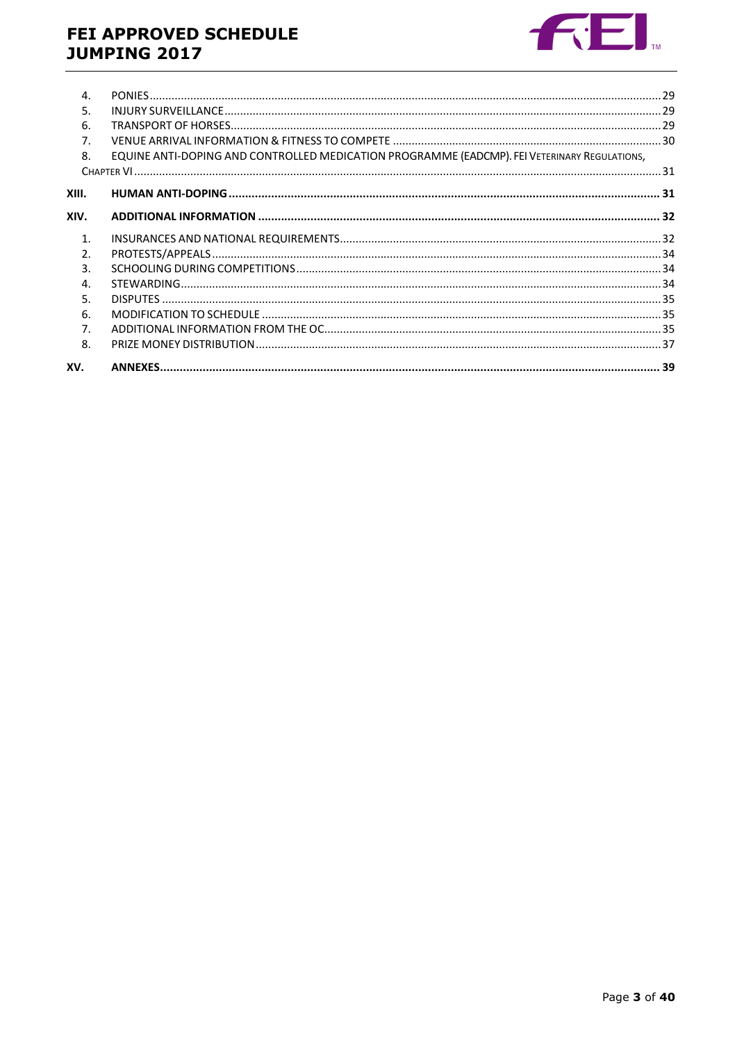4. PONIES ... 29
5. INJURY SURVEILLANCE ... 29
6. TRANSPORT OF HORSES ... 29
7. VENUE ARRIVAL INFORMATION & FITNESS TO COMPETE ... 30
8. EQUINE ANTI-DOPING AND CONTROLLED MEDICATION PROGRAMME (EADCMP). FEI VETERINARY REGULATIONS, CHAPTER VI ... 31

**XIII. HUMAN ANTI-DOPING ... 31**

**XIV. ADDITIONAL INFORMATION ... 32**

1. INSURANCES AND NATIONAL REQUIREMENTS ... 32
2. PROTESTS/APPEALS ... 34
3. SCHOOLING DURING COMPETITIONS ... 34
4. STEWARDING ... 34
5. DISPUTES ... 35
6. MODIFICATION TO SCHEDULE ... 35
7. ADDITIONAL INFORMATION FROM THE OC ... 35
8. PRIZE MONEY DISTRIBUTION ... 37

**XV. ANNEXES ... 39**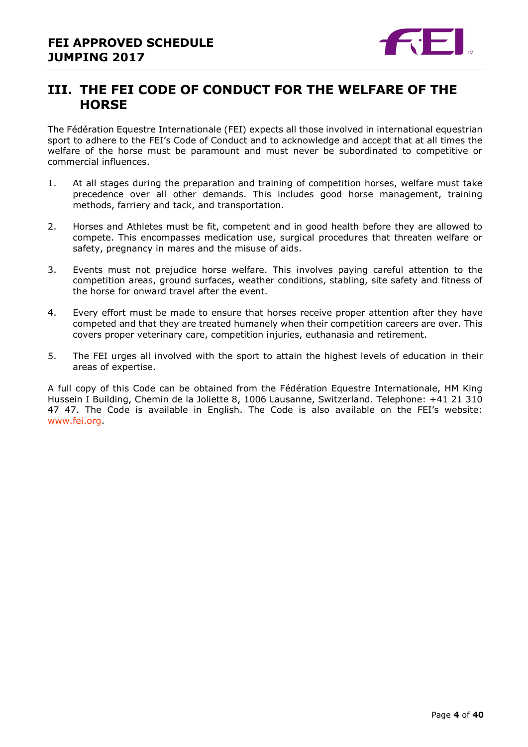# III. THE FEI CODE OF CONDUCT FOR THE WELFARE OF THE HORSE

The Fédération Equestre Internationale (FEI) expects all those involved in international equestrian sport to adhere to the FEI's Code of Conduct and to acknowledge and accept that at all times the welfare of the horse must be paramount and must never be subordinated to competitive or commercial influences.

1. At all stages during the preparation and training of competition horses, welfare must take precedence over all other demands. This includes good horse management, training methods, farriery and tack, and transportation.

2. Horses and Athletes must be fit, competent and in good health before they are allowed to compete. This encompasses medication use, surgical procedures that threaten welfare or safety, pregnancy in mares and the misuse of aids.

3. Events must not prejudice horse welfare. This involves paying careful attention to the competition areas, ground surfaces, weather conditions, stabling, site safety and fitness of the horse for onward travel after the event.

4. Every effort must be made to ensure that horses receive proper attention after they have competed and that they are treated humanely when their competition careers are over. This covers proper veterinary care, competition injuries, euthanasia and retirement.

5. The FEI urges all involved with the sport to attain the highest levels of education in their areas of expertise.

A full copy of this Code can be obtained from the Fédération Equestre Internationale, HM King Hussein I Building, Chemin de la Joliette 8, 1006 Lausanne, Switzerland. Telephone: +41 21 310 47 47. The Code is available in English. The Code is also available on the FEI's website: www.fei.org.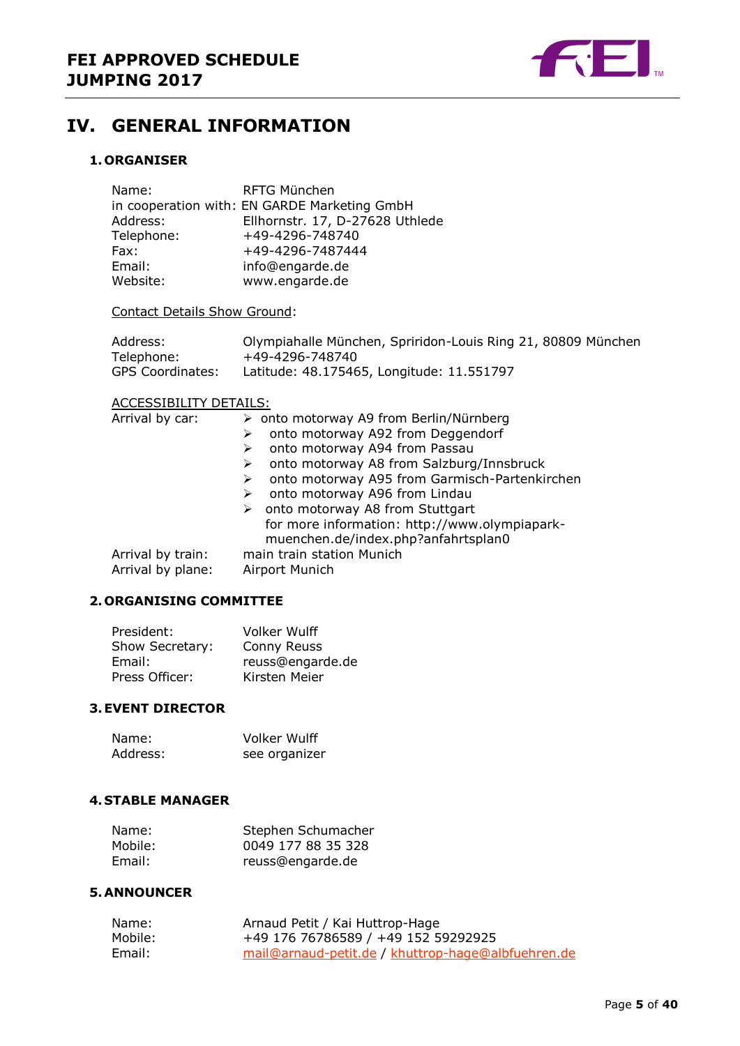# IV. GENERAL INFORMATION

## 1. ORGANISER

Name: RFTG München
in cooperation with: EN GARDE Marketing GmbH
Address: Ellhornstr. 17, D-27628 Uthlede
Telephone: +49-4296-748740
Fax: +49-4296-7487444
Email: info@engarde.de
Website: www.engarde.de

Contact Details Show Ground:

Address: Olympiahalle München, Spriridon-Louis Ring 21, 80809 München
Telephone: +49-4296-748740
GPS Coordinates: Latitude: 48.175465, Longitude: 11.551797

ACCESSIBILITY DETAILS:

Arrival by car:
- onto motorway A9 from Berlin/Nürnberg
- onto motorway A92 from Deggendorf
- onto motorway A94 from Passau
- onto motorway A8 from Salzburg/Innsbruck
- onto motorway A95 from Garmisch-Partenkirchen
- onto motorway A96 from Lindau
- onto motorway A8 from Stuttgart
  for more information: http://www.olympiapark-muenchen.de/index.php?anfahrtsplan0

Arrival by train: main train station Munich
Arrival by plane: Airport Munich

## 2. ORGANISING COMMITTEE

President: Volker Wulff
Show Secretary: Conny Reuss
Email: reuss@engarde.de
Press Officer: Kirsten Meier

## 3. EVENT DIRECTOR

Name: Volker Wulff
Address: see organizer

## 4. STABLE MANAGER

Name: Stephen Schumacher
Mobile: 0049 177 88 35 328
Email: reuss@engarde.de

## 5. ANNOUNCER

Name: Arnaud Petit / Kai Huttrop-Hage
Mobile: +49 176 76786589 / +49 152 59292925
Email: mail@arnaud-petit.de / khuttrop-hage@albfuehren.de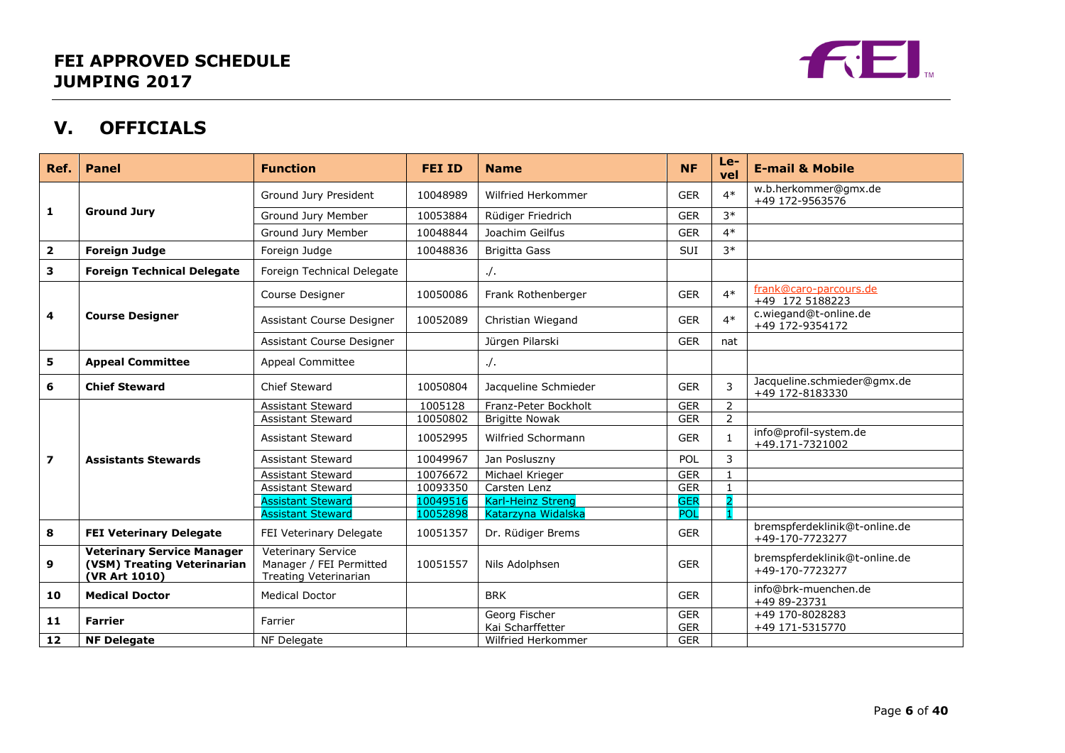# FEI APPROVED SCHEDULE JUMPING 2017

## V. OFFICIALS

| Ref. | Panel | Function | FEI ID | Name | NF | Level | E-mail & Mobile |
|---|---|---|---|---|---|---|---|
| 1 | Ground Jury | Ground Jury President | 10048989 | Wilfried Herkommer | GER | 4* | w.b.herkommer@gmx.de +49 172-9563576 |
| | | Ground Jury Member | 10053884 | Rüdiger Friedrich | GER | 3* | |
| | | Ground Jury Member | 10048844 | Joachim Geilfus | GER | 4* | |
| 2 | Foreign Judge | Foreign Judge | 10048836 | Brigitta Gass | SUI | 3* | |
| 3 | Foreign Technical Delegate | Foreign Technical Delegate | | ./. | | | |
| 4 | Course Designer | Course Designer | 10050086 | Frank Rothenberger | GER | 4* | frank@caro-parcours.de +49 172 5188223 |
| | | Assistant Course Designer | 10052089 | Christian Wiegand | GER | 4* | c.wiegand@t-online.de +49 172-9354172 |
| | | Assistant Course Designer | | Jürgen Pilarski | GER | nat | |
| 5 | Appeal Committee | Appeal Committee | | ./. | | | |
| 6 | Chief Steward | Chief Steward | 10050804 | Jacqueline Schmieder | GER | 3 | Jacqueline.schmieder@gmx.de +49 172-8183330 |
| 7 | Assistants Stewards | Assistant Steward | 1005128 | Franz-Peter Bockholt | GER | 2 | |
| | | Assistant Steward | 10050802 | Brigitte Nowak | GER | 2 | |
| | | Assistant Steward | 10052995 | Wilfried Schormann | GER | 1 | info@profil-system.de +49.171-7321002 |
| | | Assistant Steward | 10049967 | Jan Posluszny | POL | 3 | |
| | | Assistant Steward | 10076672 | Michael Krieger | GER | 1 | |
| | | Assistant Steward | 10093350 | Carsten Lenz | GER | 1 | |
| | | Assistant Steward | 10049516 | Karl-Heinz Streng | GER | 2 | |
| | | Assistant Steward | 10052898 | Katarzyna Widalska | POL | 1 | |
| 8 | FEI Veterinary Delegate | FEI Veterinary Delegate | 10051357 | Dr. Rüdiger Brems | GER | | bremspferdeklinik@t-online.de +49-170-7723277 |
| 9 | Veterinary Service Manager (VSM) Treating Veterinarian (VR Art 1010) | Veterinary Service Manager / FEI Permitted Treating Veterinarian | 10051557 | Nils Adolphsen | GER | | bremspferdeklinik@t-online.de +49-170-7723277 |
| 10 | Medical Doctor | Medical Doctor | | BRK | GER | | info@brk-muenchen.de +49 89-23731 |
| 11 | Farrier | Farrier | | Georg Fischer<br>Kai Scharffetter | GER<br>GER | | +49 170-8028283<br>+49 171-5315770 |
| 12 | NF Delegate | NF Delegate | | Wilfried Herkommer | GER | | |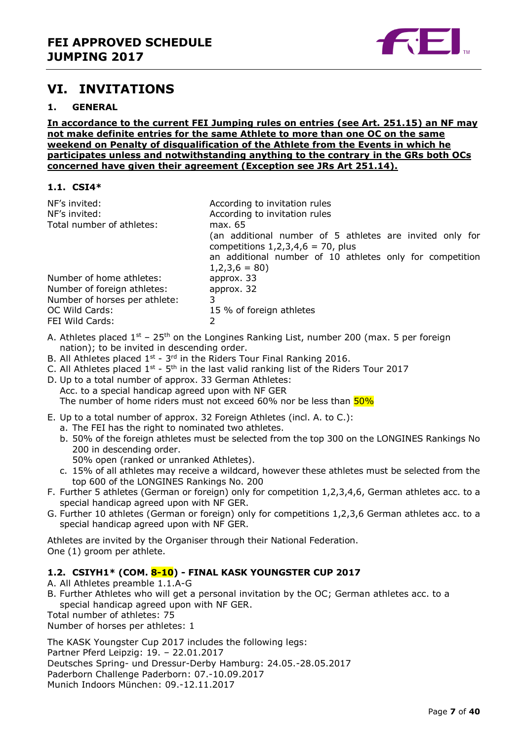## VI. INVITATIONS

### 1. GENERAL

**In accordance to the current FEI Jumping rules on entries (see Art. 251.15) an NF may not make definite entries for the same Athlete to more than one OC on the same weekend on Penalty of disqualification of the Athlete from the Events in which he participates unless and notwithstanding anything to the contrary in the GRs both OCs concerned have given their agreement (Exception see JRs Art 251.14).**

#### 1.1. CSI4*

| | |
|---|---|
| NF's invited: | According to invitation rules |
| NF's invited: | According to invitation rules |
| Total number of athletes: | max. 65<br>(an additional number of 5 athletes are invited only for competitions 1,2,3,4,6 = 70, plus<br>an additional number of 10 athletes only for competition 1,2,3,6 = 80) |
| Number of home athletes: | approx. 33 |
| Number of foreign athletes: | approx. 32 |
| Number of horses per athlete: | 3 |
| OC Wild Cards: | 15 % of foreign athletes |
| FEI Wild Cards: | 2 |

A. Athletes placed 1st – 25th on the Longines Ranking List, number 200 (max. 5 per foreign nation); to be invited in descending order.
B. All Athletes placed 1st - 3rd in the Riders Tour Final Ranking 2016.
C. All Athletes placed 1st - 5th in the last valid ranking list of the Riders Tour 2017
D. Up to a total number of approx. 33 German Athletes:
   Acc. to a special handicap agreed upon with NF GER
   The number of home riders must not exceed 60% nor be less than 50%
E. Up to a total number of approx. 32 Foreign Athletes (incl. A. to C.):
   a. The FEI has the right to nominated two athletes.
   b. 50% of the foreign athletes must be selected from the top 300 on the LONGINES Rankings No 200 in descending order.
      50% open (ranked or unranked Athletes).
   c. 15% of all athletes may receive a wildcard, however these athletes must be selected from the top 600 of the LONGINES Rankings No. 200
F. Further 5 athletes (German or foreign) only for competition 1,2,3,4,6, German athletes acc. to a special handicap agreed upon with NF GER.
G. Further 10 athletes (German or foreign) only for competitions 1,2,3,6 German athletes acc. to a special handicap agreed upon with NF GER.

Athletes are invited by the Organiser through their National Federation.
One (1) groom per athlete.

#### 1.2. CSIYH1* (COM. 8-10) - FINAL KASK YOUNGSTER CUP 2017

A. All Athletes preamble 1.1.A-G
B. Further Athletes who will get a personal invitation by the OC; German athletes acc. to a special handicap agreed upon with NF GER.

Total number of athletes: 75
Number of horses per athletes: 1

The KASK Youngster Cup 2017 includes the following legs:
Partner Pferd Leipzig: 19. – 22.01.2017
Deutsches Spring- und Dressur-Derby Hamburg: 24.05.-28.05.2017
Paderborn Challenge Paderborn: 07.-10.09.2017
Munich Indoors München: 09.-12.11.2017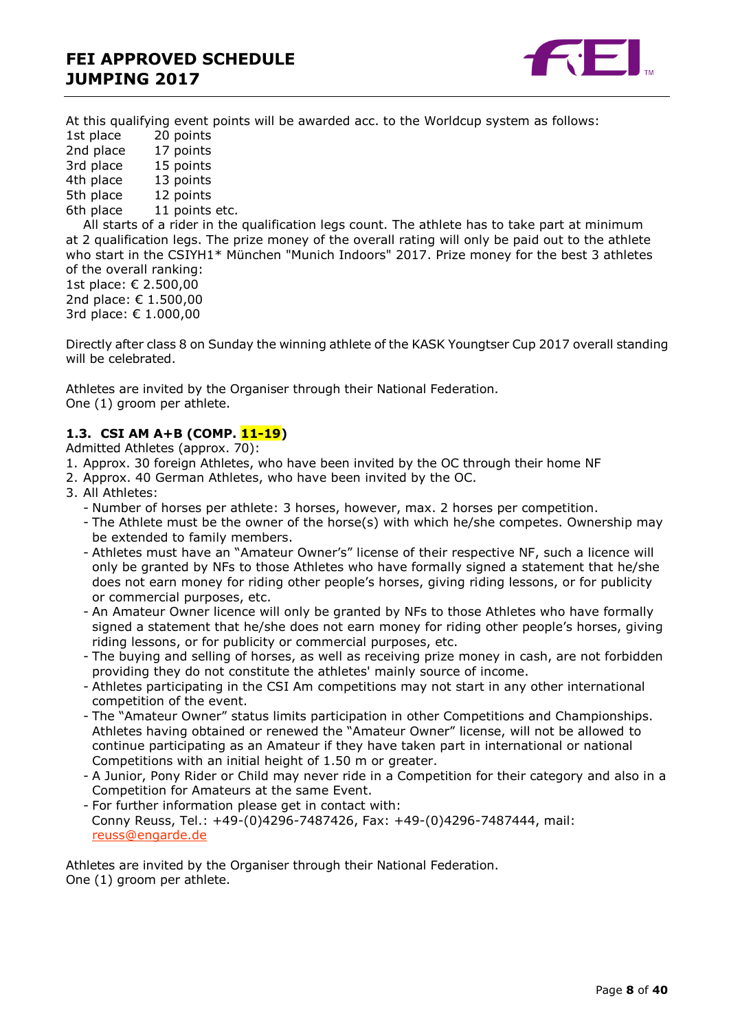At this qualifying event points will be awarded acc. to the Worldcup system as follows:

1st place 20 points
2nd place 17 points
3rd place 15 points
4th place 13 points
5th place 12 points
6th place 11 points etc.

All starts of a rider in the qualification legs count. The athlete has to take part at minimum at 2 qualification legs. The prize money of the overall rating will only be paid out to the athlete who start in the CSIYH1* München "Munich Indoors" 2017. Prize money for the best 3 athletes of the overall ranking:

1st place: € 2.500,00
2nd place: € 1.500,00
3rd place: € 1.000,00

Directly after class 8 on Sunday the winning athlete of the KASK Youngtser Cup 2017 overall standing will be celebrated.

Athletes are invited by the Organiser through their National Federation.
One (1) groom per athlete.

### 1.3. CSI AM A+B (COMP. 11-19)

Admitted Athletes (approx. 70):

1. Approx. 30 foreign Athletes, who have been invited by the OC through their home NF
2. Approx. 40 German Athletes, who have been invited by the OC.
3. All Athletes:
   - Number of horses per athlete: 3 horses, however, max. 2 horses per competition.
   - The Athlete must be the owner of the horse(s) with which he/she competes. Ownership may be extended to family members.
   - Athletes must have an "Amateur Owner's" license of their respective NF, such a licence will only be granted by NFs to those Athletes who have formally signed a statement that he/she does not earn money for riding other people's horses, giving riding lessons, or for publicity or commercial purposes, etc.
   - An Amateur Owner licence will only be granted by NFs to those Athletes who have formally signed a statement that he/she does not earn money for riding other people's horses, giving riding lessons, or for publicity or commercial purposes, etc.
   - The buying and selling of horses, as well as receiving prize money in cash, are not forbidden providing they do not constitute the athletes' mainly source of income.
   - Athletes participating in the CSI Am competitions may not start in any other international competition of the event.
   - The "Amateur Owner" status limits participation in other Competitions and Championships. Athletes having obtained or renewed the "Amateur Owner" license, will not be allowed to continue participating as an Amateur if they have taken part in international or national Competitions with an initial height of 1.50 m or greater.
   - A Junior, Pony Rider or Child may never ride in a Competition for their category and also in a Competition for Amateurs at the same Event.
   - For further information please get in contact with:
     Conny Reuss, Tel.: +49-(0)4296-7487426, Fax: +49-(0)4296-7487444, mail: reuss@engarde.de

Athletes are invited by the Organiser through their National Federation.
One (1) groom per athlete.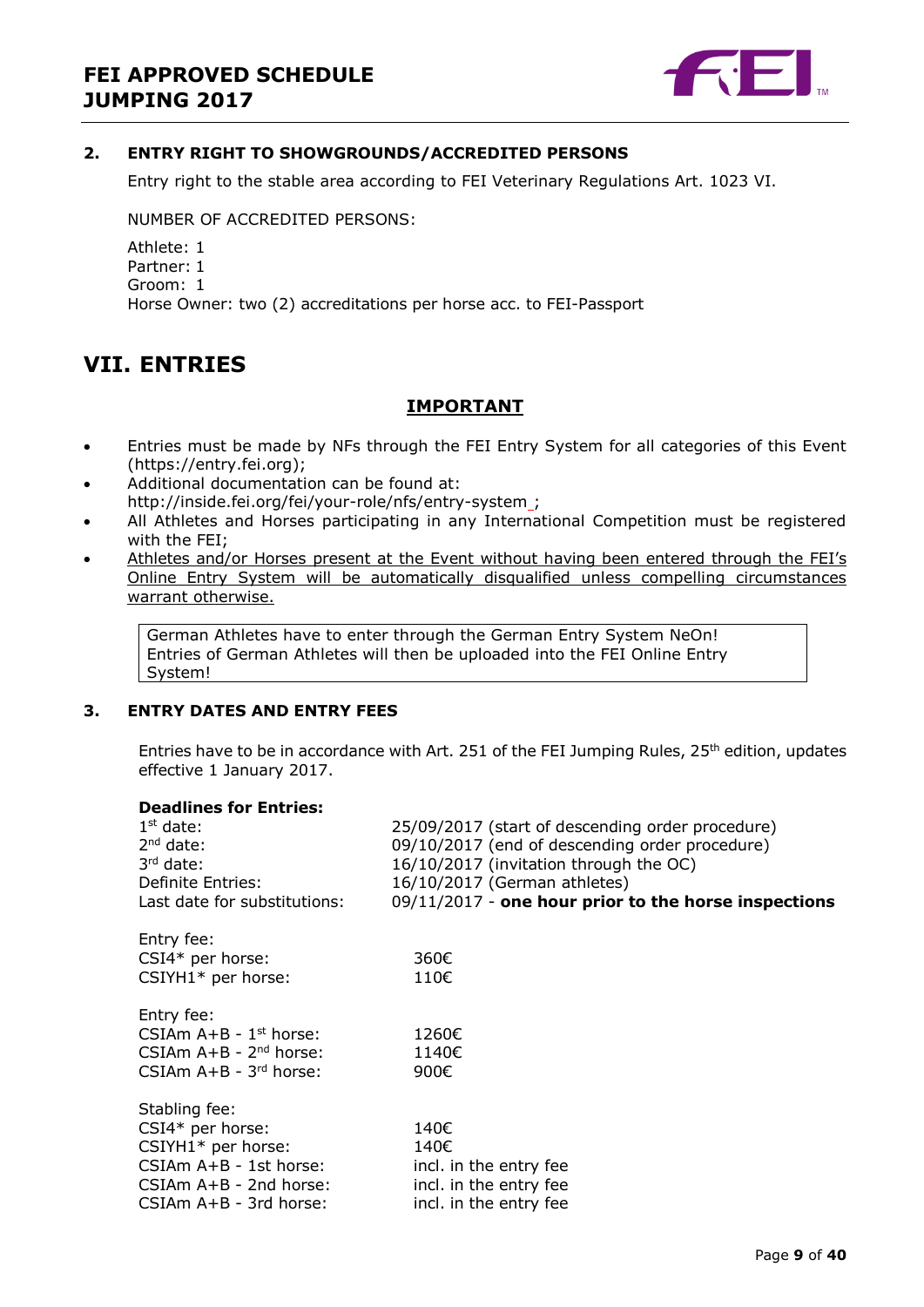### 2. ENTRY RIGHT TO SHOWGROUNDS/ACCREDITED PERSONS

Entry right to the stable area according to FEI Veterinary Regulations Art. 1023 VI.

NUMBER OF ACCREDITED PERSONS:

Athlete: 1
Partner: 1
Groom: 1
Horse Owner: two (2) accreditations per horse acc. to FEI-Passport

# VII. ENTRIES

**IMPORTANT**

- Entries must be made by NFs through the FEI Entry System for all categories of this Event (https://entry.fei.org);
- Additional documentation can be found at: http://inside.fei.org/fei/your-role/nfs/entry-system_;
- All Athletes and Horses participating in any International Competition must be registered with the FEI;
- Athletes and/or Horses present at the Event without having been entered through the FEI's Online Entry System will be automatically disqualified unless compelling circumstances warrant otherwise.

German Athletes have to enter through the German Entry System NeOn! Entries of German Athletes will then be uploaded into the FEI Online Entry System!

### 3. ENTRY DATES AND ENTRY FEES

Entries have to be in accordance with Art. 251 of the FEI Jumping Rules, 25th edition, updates effective 1 January 2017.

**Deadlines for Entries:**

| | |
|---|---|
| 1st date: | 25/09/2017 (start of descending order procedure) |
| 2nd date: | 09/10/2017 (end of descending order procedure) |
| 3rd date: | 16/10/2017 (invitation through the OC) |
| Definite Entries: | 16/10/2017 (German athletes) |
| Last date for substitutions: | 09/11/2017 - **one hour prior to the horse inspections** |

| Entry fee: | |
|---|---|
| CSI4* per horse: | 360€ |
| CSIYH1* per horse: | 110€ |

| Entry fee: | |
|---|---|
| CSIAm A+B - 1st horse: | 1260€ |
| CSIAm A+B - 2nd horse: | 1140€ |
| CSIAm A+B - 3rd horse: | 900€ |

| Stabling fee: | |
|---|---|
| CSI4* per horse: | 140€ |
| CSIYH1* per horse: | 140€ |
| CSIAm A+B - 1st horse: | incl. in the entry fee |
| CSIAm A+B - 2nd horse: | incl. in the entry fee |
| CSIAm A+B - 3rd horse: | incl. in the entry fee |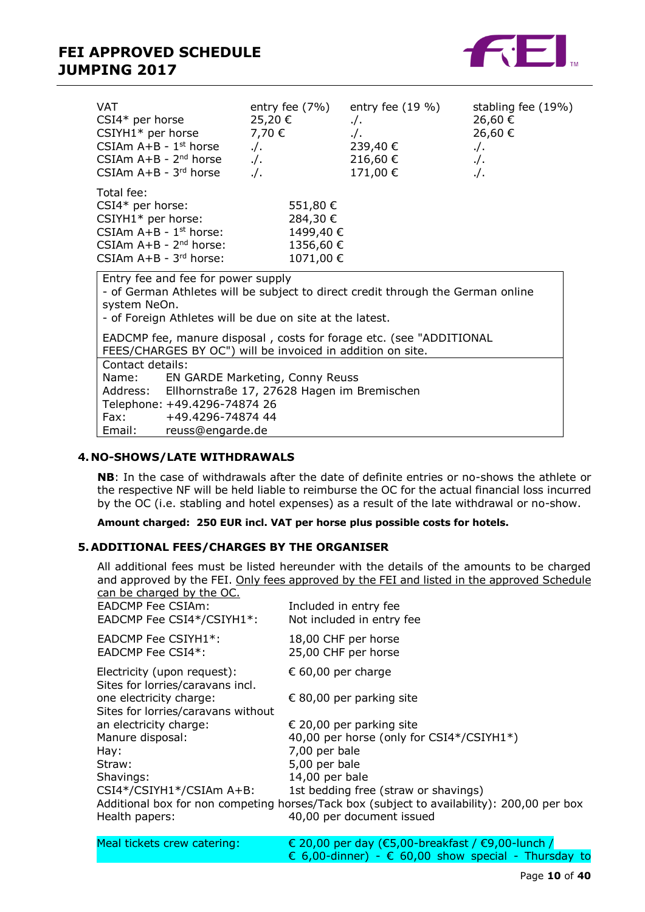| VAT | entry fee (7%) | entry fee (19 %) | stabling fee (19%) |
|---|---|---|---|
| CSI4* per horse | 25,20 € | ./. | 26,60 € |
| CSIYH1* per horse | 7,70 € | ./. | 26,60 € |
| CSIAm A+B - 1st horse | ./. | 239,40 € | ./. |
| CSIAm A+B - 2nd horse | ./. | 216,60 € | ./. |
| CSIAm A+B - 3rd horse | ./. | 171,00 € | ./. |

Total fee:

| | |
|---|---|
| CSI4* per horse: | 551,80 € |
| CSIYH1* per horse: | 284,30 € |
| CSIAm A+B - 1st horse: | 1499,40 € |
| CSIAm A+B - 2nd horse: | 1356,60 € |
| CSIAm A+B - 3rd horse: | 1071,00 € |

Entry fee and fee for power supply
- of German Athletes will be subject to direct credit through the German online system NeOn.
- of Foreign Athletes will be due on site at the latest.

EADCMP fee, manure disposal , costs for forage etc. (see "ADDITIONAL FEES/CHARGES BY OC") will be invoiced in addition on site.

Contact details:
Name: EN GARDE Marketing, Conny Reuss
Address: Ellhornstraße 17, 27628 Hagen im Bremischen
Telephone: +49.4296-74874 26
Fax: +49.4296-74874 44
Email: reuss@engarde.de

## 4. NO-SHOWS/LATE WITHDRAWALS

**NB**: In the case of withdrawals after the date of definite entries or no-shows the athlete or the respective NF will be held liable to reimburse the OC for the actual financial loss incurred by the OC (i.e. stabling and hotel expenses) as a result of the late withdrawal or no-show.

**Amount charged: 250 EUR incl. VAT per horse plus possible costs for hotels.**

## 5. ADDITIONAL FEES/CHARGES BY THE ORGANISER

All additional fees must be listed hereunder with the details of the amounts to be charged and approved by the FEI. Only fees approved by the FEI and listed in the approved Schedule can be charged by the OC.

| | |
|---|---|
| EADCMP Fee CSIAm: | Included in entry fee |
| EADCMP Fee CSI4*/CSIYH1*: | Not included in entry fee |
| EADCMP Fee CSIYH1*: | 18,00 CHF per horse |
| EADCMP Fee CSI4*: | 25,00 CHF per horse |
| Electricity (upon request): | € 60,00 per charge |
| Sites for lorries/caravans incl. one electricity charge: | € 80,00 per parking site |
| Sites for lorries/caravans without an electricity charge: | € 20,00 per parking site |
| Manure disposal: | 40,00 per horse (only for CSI4*/CSIYH1*) |
| Hay: | 7,00 per bale |
| Straw: | 5,00 per bale |
| Shavings: | 14,00 per bale |
| CSI4*/CSIYH1*/CSIAm A+B: | 1st bedding free (straw or shavings) |

Additional box for non competing horses/Tack box (subject to availability): 200,00 per box

| | |
|---|---|
| Health papers: | 40,00 per document issued |
| Meal tickets crew catering: | € 20,00 per day (€5,00-breakfast / €9,00-lunch / € 6,00-dinner) - € 60,00 show special - Thursday to |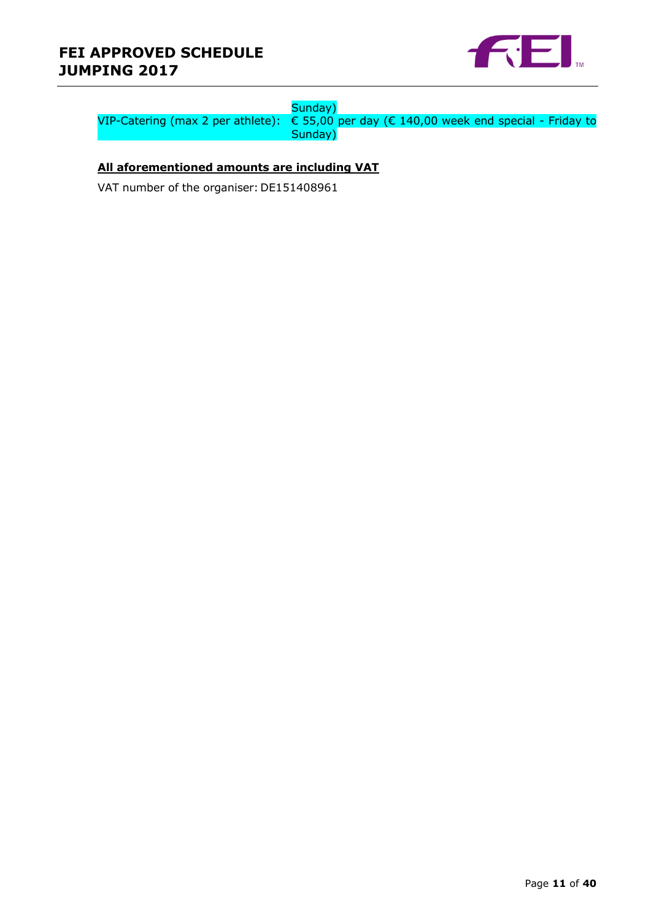Sunday)

VIP-Catering (max 2 per athlete): € 55,00 per day (€ 140,00 week end special - Friday to Sunday)

**All aforementioned amounts are including VAT**

VAT number of the organiser: DE151408961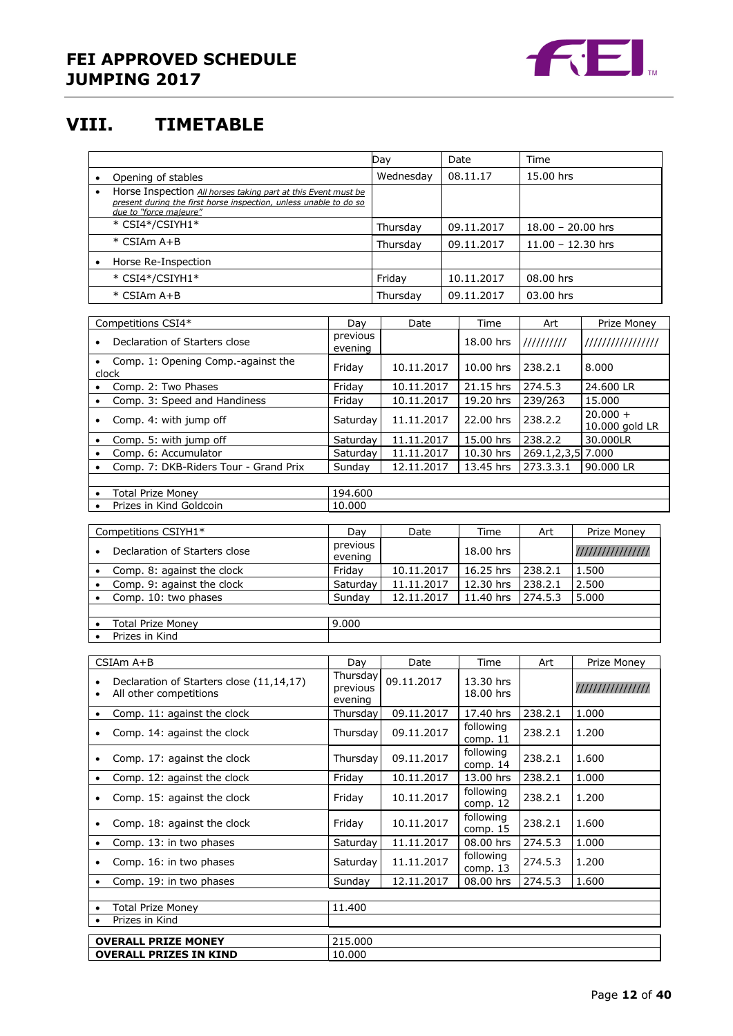# VIII. TIMETABLE

| | Day | Date | Time |
|---|---|---|---|
| • Opening of stables | Wednesday | 08.11.17 | 15.00 hrs |
| • Horse Inspection *All horses taking part at this Event must be present during the first horse inspection, unless unable to do so due to "force majeure"* | | | |
| * CSI4*/CSIYH1* | Thursday | 09.11.2017 | 18.00 – 20.00 hrs |
| * CSIAm A+B | Thursday | 09.11.2017 | 11.00 – 12.30 hrs |
| • Horse Re-Inspection | | | |
| * CSI4*/CSIYH1* | Friday | 10.11.2017 | 08.00 hrs |
| * CSIAm A+B | Thursday | 09.11.2017 | 03.00 hrs |

| Competitions CSI4* | Day | Date | Time | Art | Prize Money |
|---|---|---|---|---|---|
| • Declaration of Starters close | previous evening | | 18.00 hrs | ///////// | //////////////// |
| • Comp. 1: Opening Comp.-against the clock | Friday | 10.11.2017 | 10.00 hrs | 238.2.1 | 8.000 |
| • Comp. 2: Two Phases | Friday | 10.11.2017 | 21.15 hrs | 274.5.3 | 24.600 LR |
| • Comp. 3: Speed and Handiness | Friday | 10.11.2017 | 19.20 hrs | 239/263 | 15.000 |
| • Comp. 4: with jump off | Saturday | 11.11.2017 | 22.00 hrs | 238.2.2 | 20.000 + 10.000 gold LR |
| • Comp. 5: with jump off | Saturday | 11.11.2017 | 15.00 hrs | 238.2.2 | 30.000LR |
| • Comp. 6: Accumulator | Saturday | 11.11.2017 | 10.30 hrs | 269.1,2,3,5 | 7.000 |
| • Comp. 7: DKB-Riders Tour - Grand Prix | Sunday | 12.11.2017 | 13.45 hrs | 273.3.3.1 | 90.000 LR |
| | | | | | |
| • Total Prize Money | 194.600 | | | | |
| • Prizes in Kind Goldcoin | 10.000 | | | | |

| Competitions CSIYH1* | Day | Date | Time | Art | Prize Money |
|---|---|---|---|---|---|
| • Declaration of Starters close | previous evening | | 18.00 hrs | | //////////////// |
| • Comp. 8: against the clock | Friday | 10.11.2017 | 16.25 hrs | 238.2.1 | 1.500 |
| • Comp. 9: against the clock | Saturday | 11.11.2017 | 12.30 hrs | 238.2.1 | 2.500 |
| • Comp. 10: two phases | Sunday | 12.11.2017 | 11.40 hrs | 274.5.3 | 5.000 |
| | | | | | |
| • Total Prize Money | 9.000 | | | | |
| • Prizes in Kind | | | | | |

| CSIAm A+B | Day | Date | Time | Art | Prize Money |
|---|---|---|---|---|---|
| • Declaration of Starters close (11,14,17)<br>• All other competitions | Thursday<br>previous evening | 09.11.2017 | 13.30 hrs<br>18.00 hrs | | //////////////// |
| • Comp. 11: against the clock | Thursday | 09.11.2017 | 17.40 hrs | 238.2.1 | 1.000 |
| • Comp. 14: against the clock | Thursday | 09.11.2017 | following comp. 11 | 238.2.1 | 1.200 |
| • Comp. 17: against the clock | Thursday | 09.11.2017 | following comp. 14 | 238.2.1 | 1.600 |
| • Comp. 12: against the clock | Friday | 10.11.2017 | 13.00 hrs | 238.2.1 | 1.000 |
| • Comp. 15: against the clock | Friday | 10.11.2017 | following comp. 12 | 238.2.1 | 1.200 |
| • Comp. 18: against the clock | Friday | 10.11.2017 | following comp. 15 | 238.2.1 | 1.600 |
| • Comp. 13: in two phases | Saturday | 11.11.2017 | 08.00 hrs | 274.5.3 | 1.000 |
| • Comp. 16: in two phases | Saturday | 11.11.2017 | following comp. 13 | 274.5.3 | 1.200 |
| • Comp. 19: in two phases | Sunday | 12.11.2017 | 08.00 hrs | 274.5.3 | 1.600 |
| | | | | | |
| • Total Prize Money | 11.400 | | | | |
| • Prizes in Kind | | | | | |

| | |
|---|---|
| **OVERALL PRIZE MONEY** | 215.000 |
| **OVERALL PRIZES IN KIND** | 10.000 |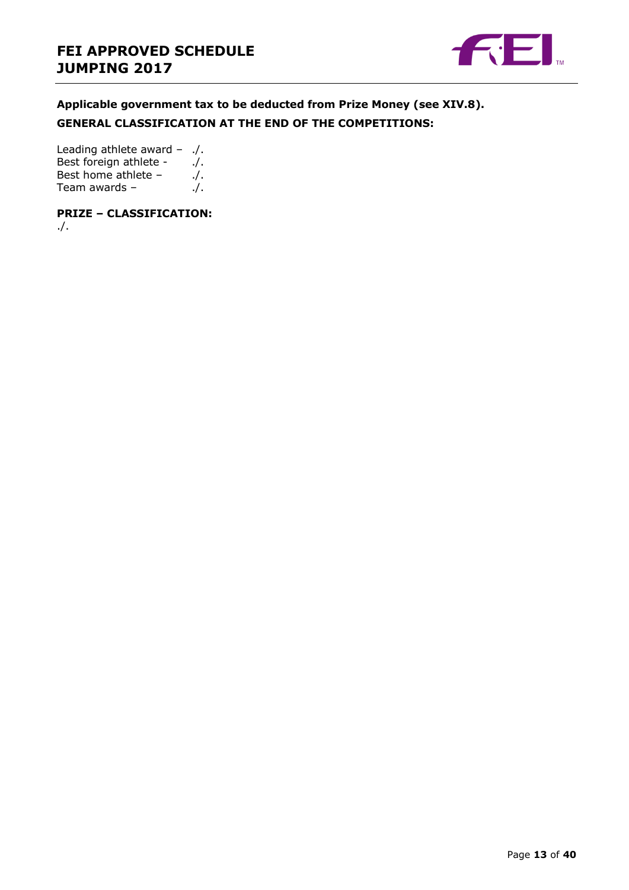**Applicable government tax to be deducted from Prize Money (see XIV.8).**

**GENERAL CLASSIFICATION AT THE END OF THE COMPETITIONS:**

Leading athlete award – ./.
Best foreign athlete - ./.
Best home athlete – ./.
Team awards – ./.

**PRIZE – CLASSIFICATION:**

./.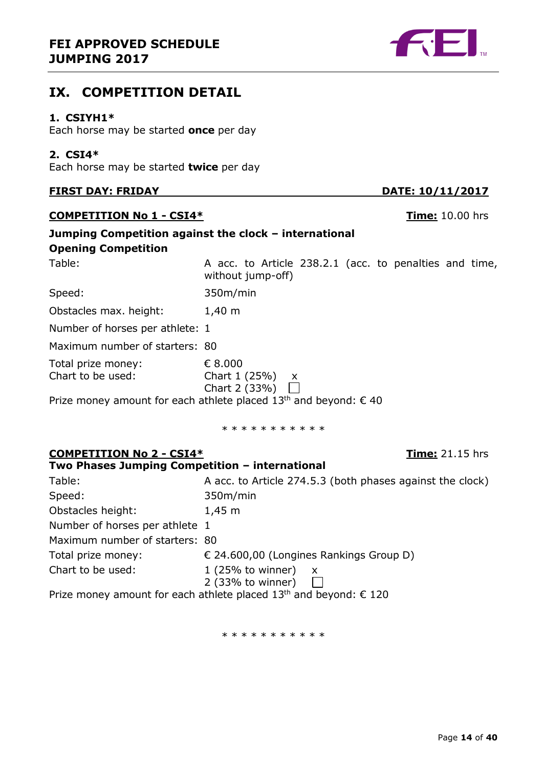## IX. COMPETITION DETAIL

**1. CSIYH1***
Each horse may be started **once** per day

**2. CSI4***
Each horse may be started **twice** per day

**FIRST DAY: FRIDAY** **DATE: 10/11/2017**

**COMPETITION No 1 - CSI4*** **Time:** 10.00 hrs

**Jumping Competition against the clock – international**
**Opening Competition**

Table: A acc. to Article 238.2.1 (acc. to penalties and time, without jump-off)

Speed: 350m/min

Obstacles max. height: 1,40 m

Number of horses per athlete: 1

Maximum number of starters: 80

Total prize money: € 8.000

Chart to be used: Chart 1 (25%) x
Chart 2 (33%) ☐

Prize money amount for each athlete placed 13th and beyond: € 40

* * * * * * * * * * *

**COMPETITION No 2 - CSI4*** **Time:** 21.15 hrs

**Two Phases Jumping Competition – international**

Table: A acc. to Article 274.5.3 (both phases against the clock)

Speed: 350m/min

Obstacles height: 1,45 m

Number of horses per athlete 1

Maximum number of starters: 80

Total prize money: € 24.600,00 (Longines Rankings Group D)

Chart to be used: 1 (25% to winner) x
2 (33% to winner) ☐

Prize money amount for each athlete placed 13th and beyond: € 120

* * * * * * * * * * *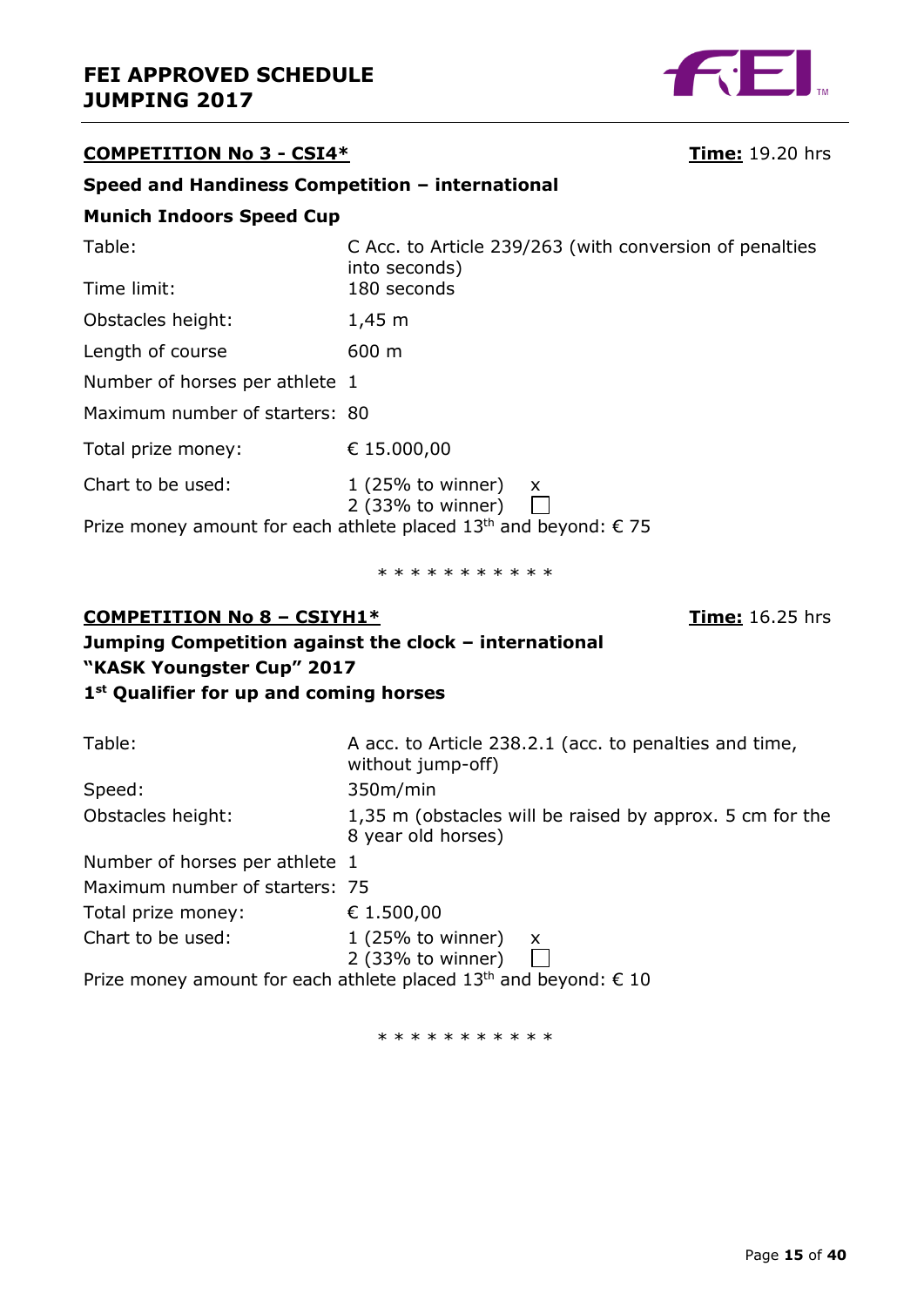## COMPETITION No 3 - CSI4*

**Time:** 19.20 hrs

**Speed and Handiness Competition – international**

**Munich Indoors Speed Cup**

| | |
|---|---|
| Table: | C Acc. to Article 239/263 (with conversion of penalties into seconds) |
| Time limit: | 180 seconds |
| Obstacles height: | 1,45 m |
| Length of course | 600 m |
| Number of horses per athlete | 1 |
| Maximum number of starters: | 80 |
| Total prize money: | € 15.000,00 |
| Chart to be used: | 1 (25% to winner) x<br>2 (33% to winner) ☐ |

Prize money amount for each athlete placed 13th and beyond: € 75

\* \* \* \* \* \* \* \* \* \* \*

## COMPETITION No 8 – CSIYH1*

**Time:** 16.25 hrs

**Jumping Competition against the clock – international**
**"KASK Youngster Cup" 2017**
**1st Qualifier for up and coming horses**

| | |
|---|---|
| Table: | A acc. to Article 238.2.1 (acc. to penalties and time, without jump-off) |
| Speed: | 350m/min |
| Obstacles height: | 1,35 m (obstacles will be raised by approx. 5 cm for the 8 year old horses) |
| Number of horses per athlete | 1 |
| Maximum number of starters: | 75 |
| Total prize money: | € 1.500,00 |
| Chart to be used: | 1 (25% to winner) x<br>2 (33% to winner) ☐ |

Prize money amount for each athlete placed 13th and beyond: € 10

\* \* \* \* \* \* \* \* \* \* \*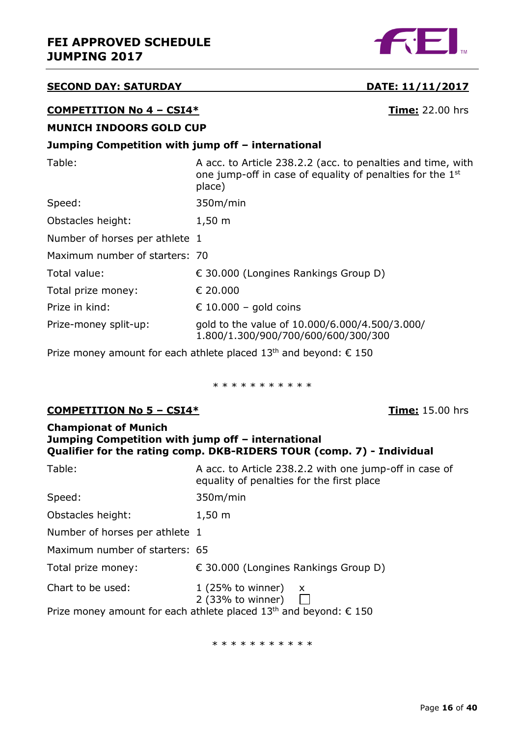## SECOND DAY: SATURDAY — DATE: 11/11/2017

### COMPETITION No 4 – CSI4* — Time: 22.00 hrs

**MUNICH INDOORS GOLD CUP**

**Jumping Competition with jump off – international**

| | |
|---|---|
| Table: | A acc. to Article 238.2.2 (acc. to penalties and time, with one jump-off in case of equality of penalties for the 1st place) |
| Speed: | 350m/min |
| Obstacles height: | 1,50 m |
| Number of horses per athlete | 1 |
| Maximum number of starters: | 70 |
| Total value: | € 30.000 (Longines Rankings Group D) |
| Total prize money: | € 20.000 |
| Prize in kind: | € 10.000 – gold coins |
| Prize-money split-up: | gold to the value of 10.000/6.000/4.500/3.000/ 1.800/1.300/900/700/600/600/300/300 |

Prize money amount for each athlete placed 13th and beyond: € 150

* * * * * * * * * * *

### COMPETITION No 5 – CSI4* — Time: 15.00 hrs

**Championat of Munich**
**Jumping Competition with jump off – international**
**Qualifier for the rating comp. DKB-RIDERS TOUR (comp. 7) - Individual**

| | |
|---|---|
| Table: | A acc. to Article 238.2.2 with one jump-off in case of equality of penalties for the first place |
| Speed: | 350m/min |
| Obstacles height: | 1,50 m |
| Number of horses per athlete | 1 |
| Maximum number of starters: | 65 |
| Total prize money: | € 30.000 (Longines Rankings Group D) |
| Chart to be used: | 1 (25% to winner) x<br>2 (33% to winner) ☐ |

Prize money amount for each athlete placed 13th and beyond: € 150

* * * * * * * * * * *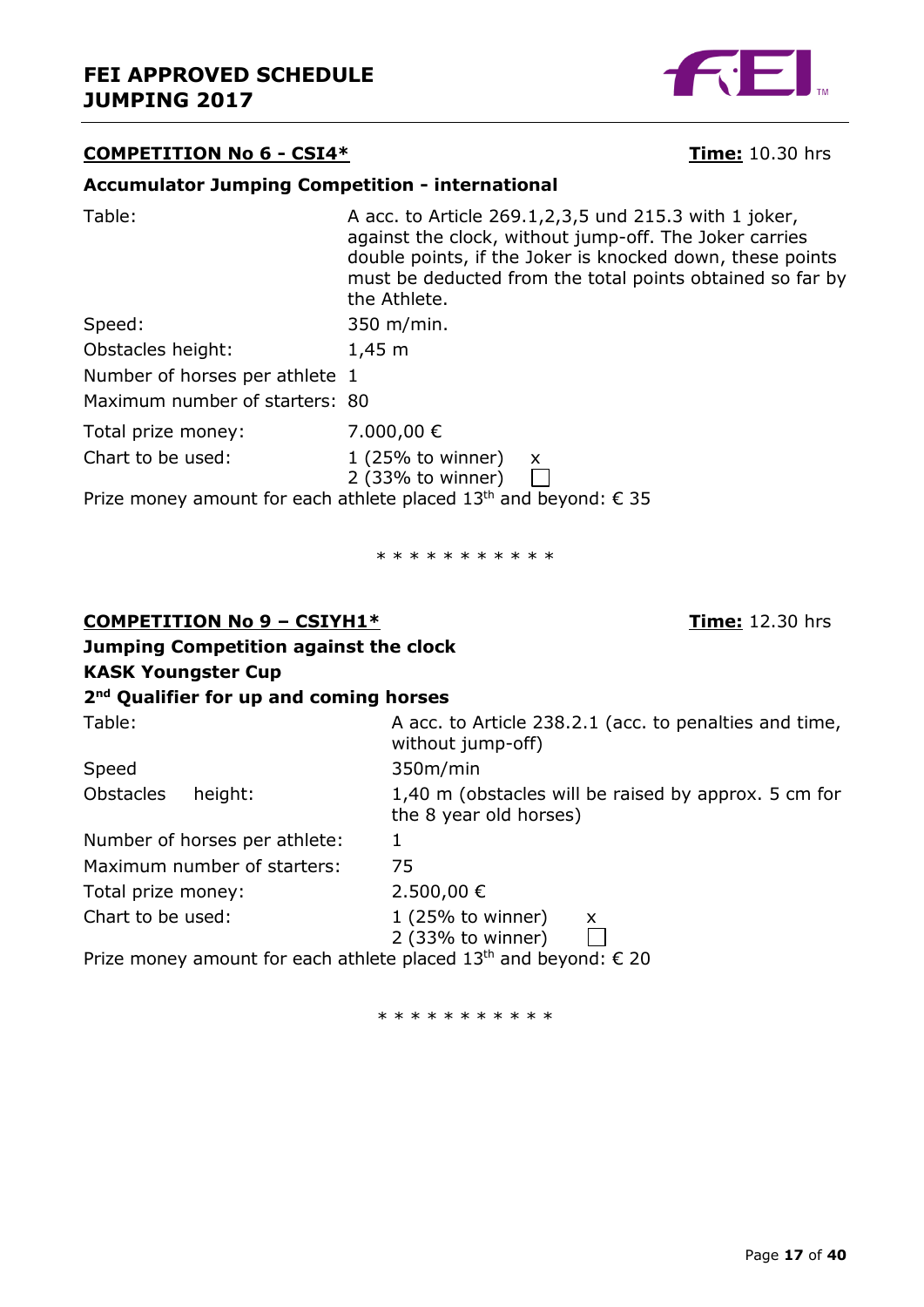**COMPETITION No 6 - CSI4*** **Time:** 10.30 hrs

**Accumulator Jumping Competition - international**

| | |
|---|---|
| Table: | A acc. to Article 269.1,2,3,5 und 215.3 with 1 joker, against the clock, without jump-off. The Joker carries double points, if the Joker is knocked down, these points must be deducted from the total points obtained so far by the Athlete. |
| Speed: | 350 m/min. |
| Obstacles height: | 1,45 m |
| Number of horses per athlete | 1 |
| Maximum number of starters: | 80 |
| Total prize money: | 7.000,00 € |
| Chart to be used: | 1 (25% to winner) x<br>2 (33% to winner) ☐ |

Prize money amount for each athlete placed 13th and beyond: € 35

\* \* \* \* \* \* \* \* \* \* \*

**COMPETITION No 9 – CSIYH1*** **Time:** 12.30 hrs

**Jumping Competition against the clock**
**KASK Youngster Cup**
**2nd Qualifier for up and coming horses**

| | |
|---|---|
| Table: | A acc. to Article 238.2.1 (acc. to penalties and time, without jump-off) |
| Speed | 350m/min |
| Obstacles height: | 1,40 m (obstacles will be raised by approx. 5 cm for the 8 year old horses) |
| Number of horses per athlete: | 1 |
| Maximum number of starters: | 75 |
| Total prize money: | 2.500,00 € |
| Chart to be used: | 1 (25% to winner) x<br>2 (33% to winner) ☐ |

Prize money amount for each athlete placed 13th and beyond: € 20

\* \* \* \* \* \* \* \* \* \* \*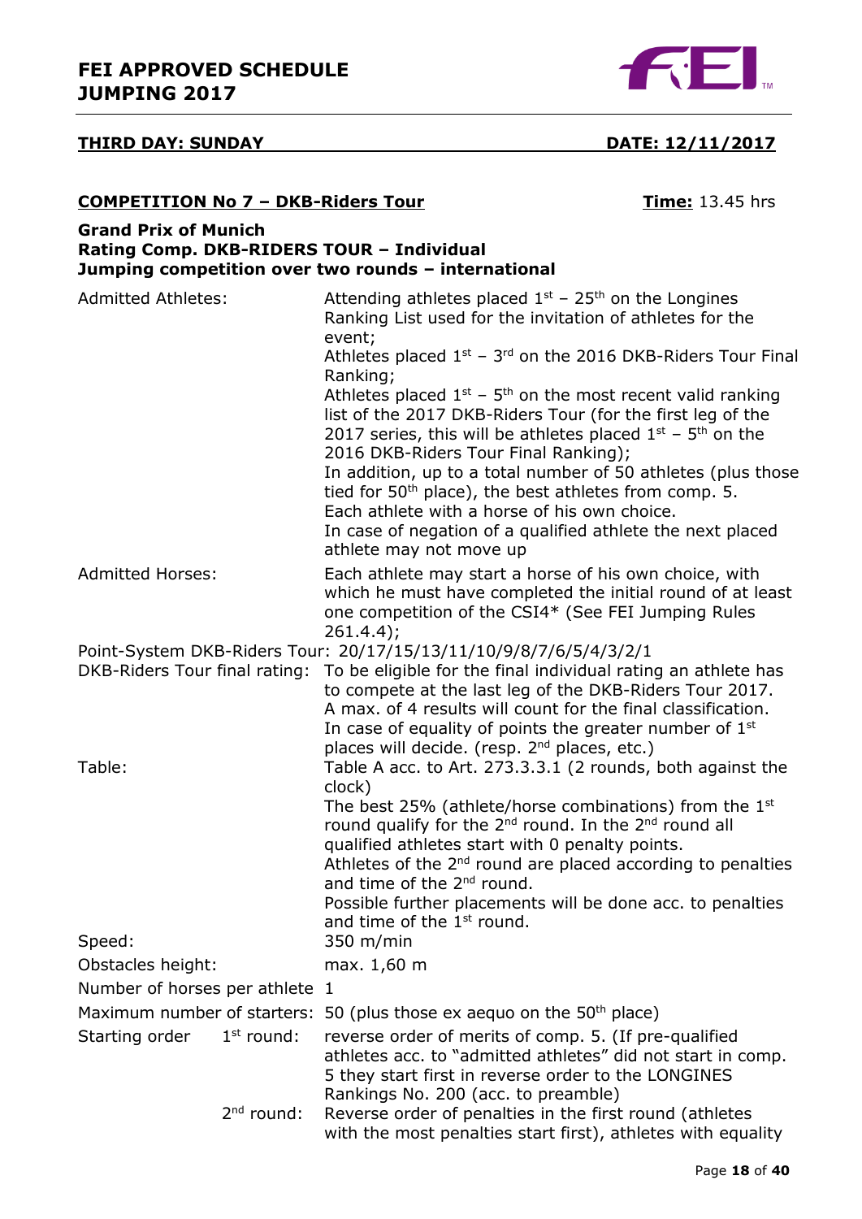**FEI APPROVED SCHEDULE JUMPING 2017**

**THIRD DAY: SUNDAY** **DATE: 12/11/2017**

**COMPETITION No 7 – DKB-Riders Tour** **Time:** 13.45 hrs

**Grand Prix of Munich**
**Rating Comp. DKB-RIDERS TOUR – Individual**
**Jumping competition over two rounds – international**

| | |
|---|---|
| Admitted Athletes: | Attending athletes placed 1st – 25th on the Longines Ranking List used for the invitation of athletes for the event;<br>Athletes placed 1st – 3rd on the 2016 DKB-Riders Tour Final Ranking;<br>Athletes placed 1st – 5th on the most recent valid ranking list of the 2017 DKB-Riders Tour (for the first leg of the 2017 series, this will be athletes placed 1st – 5th on the 2016 DKB-Riders Tour Final Ranking);<br>In addition, up to a total number of 50 athletes (plus those tied for 50th place), the best athletes from comp. 5.<br>Each athlete with a horse of his own choice.<br>In case of negation of a qualified athlete the next placed athlete may not move up |
| Admitted Horses: | Each athlete may start a horse of his own choice, with which he must have completed the initial round of at least one competition of the CSI4* (See FEI Jumping Rules 261.4.4); |

Point-System DKB-Riders Tour: 20/17/15/13/11/10/9/8/7/6/5/4/3/2/1

| | |
|---|---|
| DKB-Riders Tour final rating: | To be eligible for the final individual rating an athlete has to compete at the last leg of the DKB-Riders Tour 2017.<br>A max. of 4 results will count for the final classification.<br>In case of equality of points the greater number of 1st places will decide. (resp. 2nd places, etc.) |
| Table: | Table A acc. to Art. 273.3.3.1 (2 rounds, both against the clock)<br>The best 25% (athlete/horse combinations) from the 1st round qualify for the 2nd round. In the 2nd round all qualified athletes start with 0 penalty points.<br>Athletes of the 2nd round are placed according to penalties and time of the 2nd round.<br>Possible further placements will be done acc. to penalties and time of the 1st round. |
| Speed: | 350 m/min |
| Obstacles height: | max. 1,60 m |
| Number of horses per athlete | 1 |
| Maximum number of starters: | 50 (plus those ex aequo on the 50th place) |
| Starting order 1st round: | reverse order of merits of comp. 5. (If pre-qualified athletes acc. to "admitted athletes" did not start in comp. 5 they start first in reverse order to the LONGINES Rankings No. 200 (acc. to preamble) |
| 2nd round: | Reverse order of penalties in the first round (athletes with the most penalties start first), athletes with equality |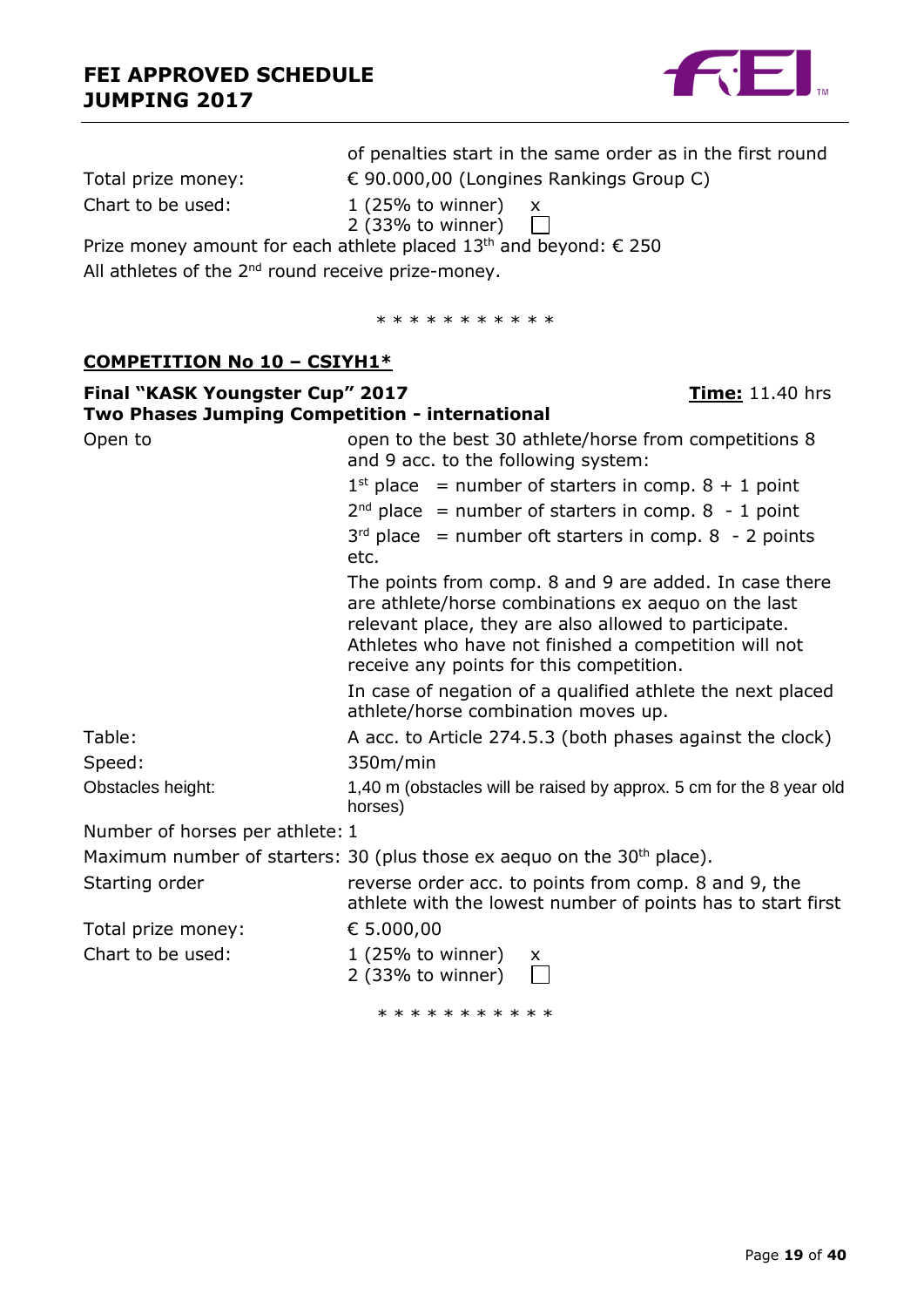of penalties start in the same order as in the first round

Total prize money: € 90.000,00 (Longines Rankings Group C)

Chart to be used: 1 (25% to winner) x
2 (33% to winner) ☐

Prize money amount for each athlete placed 13th and beyond: € 250

All athletes of the 2nd round receive prize-money.

* * * * * * * * * * *

**COMPETITION No 10 – CSIYH1***

**Final "KASK Youngster Cup" 2017** **Time:** 11.40 hrs

**Two Phases Jumping Competition - international**

Open to: open to the best 30 athlete/horse from competitions 8 and 9 acc. to the following system:

1st place = number of starters in comp. 8 + 1 point

2nd place = number of starters in comp. 8 - 1 point

3rd place = number oft starters in comp. 8 - 2 points

etc.

The points from comp. 8 and 9 are added. In case there are athlete/horse combinations ex aequo on the last relevant place, they are also allowed to participate. Athletes who have not finished a competition will not receive any points for this competition.

In case of negation of a qualified athlete the next placed athlete/horse combination moves up.

Table: A acc. to Article 274.5.3 (both phases against the clock)

Speed: 350m/min

Obstacles height: 1,40 m (obstacles will be raised by approx. 5 cm for the 8 year old horses)

Number of horses per athlete: 1

Maximum number of starters: 30 (plus those ex aequo on the 30th place).

Starting order: reverse order acc. to points from comp. 8 and 9, the athlete with the lowest number of points has to start first

Total prize money: € 5.000,00

Chart to be used: 1 (25% to winner) x
2 (33% to winner) ☐

* * * * * * * * * * *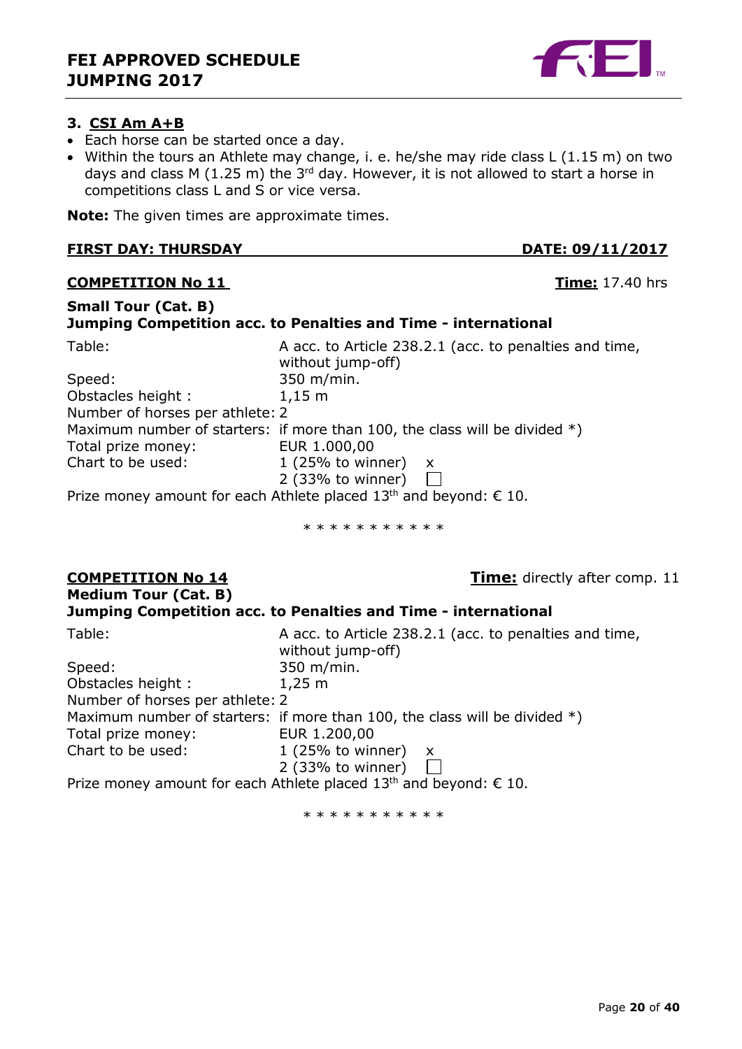### 3. CSI Am A+B

- Each horse can be started once a day.
- Within the tours an Athlete may change, i. e. he/she may ride class L (1.15 m) on two days and class M (1.25 m) the 3rd day. However, it is not allowed to start a horse in competitions class L and S or vice versa.

**Note:** The given times are approximate times.

**FIRST DAY: THURSDAY** **DATE: 09/11/2017**

**COMPETITION No 11** **Time:** 17.40 hrs

**Small Tour (Cat. B)**
**Jumping Competition acc. to Penalties and Time - international**

Table: A acc. to Article 238.2.1 (acc. to penalties and time, without jump-off)
Speed: 350 m/min.
Obstacles height : 1,15 m
Number of horses per athlete: 2
Maximum number of starters: if more than 100, the class will be divided *)
Total prize money: EUR 1.000,00
Chart to be used: 1 (25% to winner) x
2 (33% to winner) ☐

Prize money amount for each Athlete placed 13th and beyond: € 10.

* * * * * * * * * * *

**COMPETITION No 14** **Time:** directly after comp. 11

**Medium Tour (Cat. B)**
**Jumping Competition acc. to Penalties and Time - international**

Table: A acc. to Article 238.2.1 (acc. to penalties and time, without jump-off)
Speed: 350 m/min.
Obstacles height : 1,25 m
Number of horses per athlete: 2
Maximum number of starters: if more than 100, the class will be divided *)
Total prize money: EUR 1.200,00
Chart to be used: 1 (25% to winner) x
2 (33% to winner) ☐

Prize money amount for each Athlete placed 13th and beyond: € 10.

* * * * * * * * * * *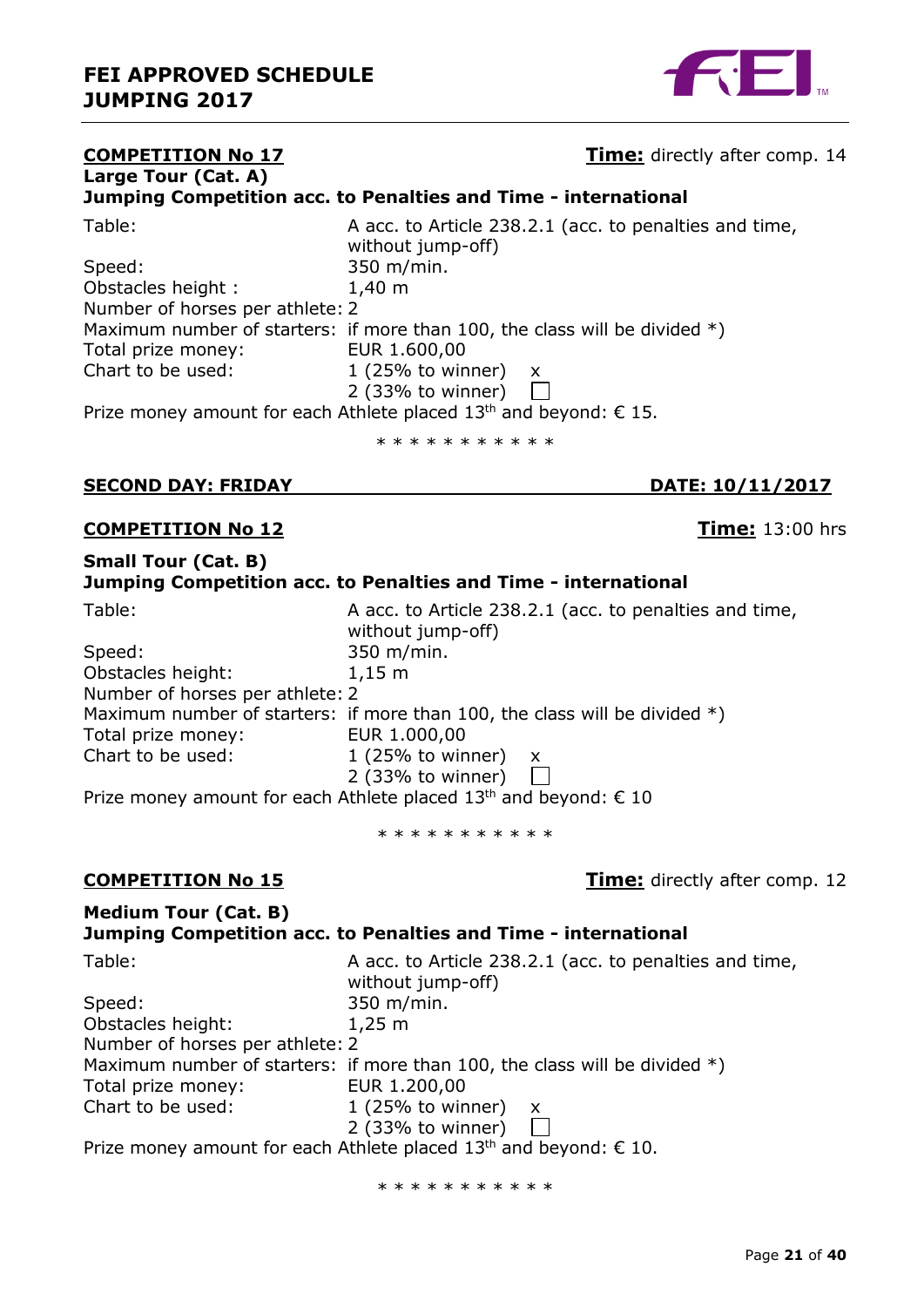**COMPETITION No 17** **Time:** directly after comp. 14

**Large Tour (Cat. A)**
**Jumping Competition acc. to Penalties and Time - international**

Table: A acc. to Article 238.2.1 (acc. to penalties and time, without jump-off)
Speed: 350 m/min.
Obstacles height : 1,40 m
Number of horses per athlete: 2
Maximum number of starters: if more than 100, the class will be divided *)
Total prize money: EUR 1.600,00
Chart to be used: 1 (25% to winner) x
2 (33% to winner) ☐

Prize money amount for each Athlete placed 13th and beyond: € 15.

* * * * * * * * * * *

**SECOND DAY: FRIDAY** **DATE: 10/11/2017**

**COMPETITION No 12** **Time:** 13:00 hrs

**Small Tour (Cat. B)**
**Jumping Competition acc. to Penalties and Time - international**

Table: A acc. to Article 238.2.1 (acc. to penalties and time, without jump-off)
Speed: 350 m/min.
Obstacles height: 1,15 m
Number of horses per athlete: 2
Maximum number of starters: if more than 100, the class will be divided *)
Total prize money: EUR 1.000,00
Chart to be used: 1 (25% to winner) x
2 (33% to winner) ☐

Prize money amount for each Athlete placed 13th and beyond: € 10

* * * * * * * * * * *

**COMPETITION No 15** **Time:** directly after comp. 12

**Medium Tour (Cat. B)**
**Jumping Competition acc. to Penalties and Time - international**

Table: A acc. to Article 238.2.1 (acc. to penalties and time, without jump-off)
Speed: 350 m/min.
Obstacles height: 1,25 m
Number of horses per athlete: 2
Maximum number of starters: if more than 100, the class will be divided *)
Total prize money: EUR 1.200,00
Chart to be used: 1 (25% to winner) x
2 (33% to winner) ☐

Prize money amount for each Athlete placed 13th and beyond: € 10.

* * * * * * * * * * *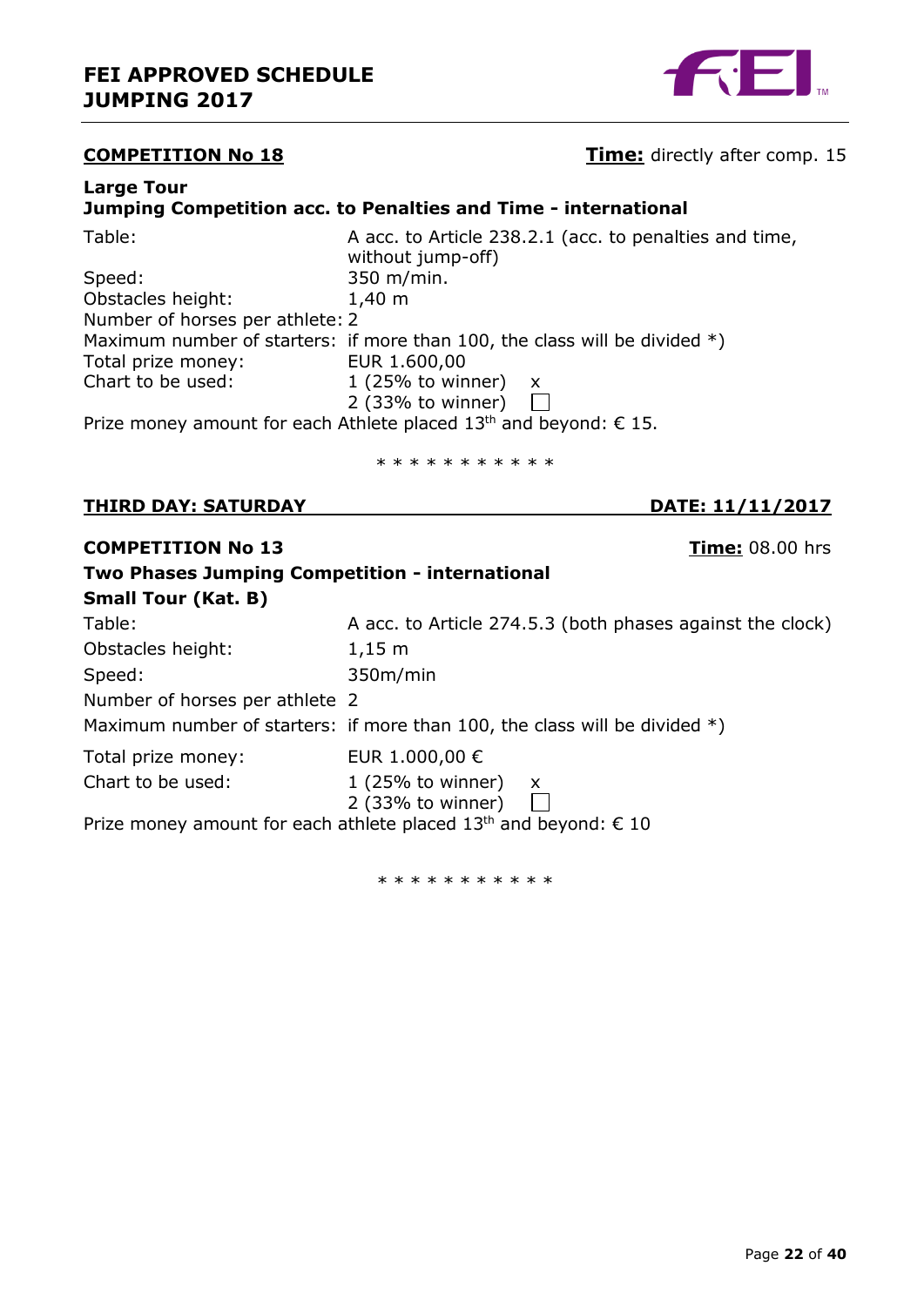**COMPETITION No 18** **Time:** directly after comp. 15

**Large Tour**
**Jumping Competition acc. to Penalties and Time - international**

| | |
|---|---|
| Table: | A acc. to Article 238.2.1 (acc. to penalties and time, without jump-off) |
| Speed: | 350 m/min. |
| Obstacles height: | 1,40 m |
| Number of horses per athlete: | 2 |
| Maximum number of starters: | if more than 100, the class will be divided *) |
| Total prize money: | EUR 1.600,00 |
| Chart to be used: | 1 (25% to winner) x<br>2 (33% to winner) ☐ |

Prize money amount for each Athlete placed 13th and beyond: € 15.

\* * * * * * * * * * *

## THIRD DAY: SATURDAY DATE: 11/11/2017

**COMPETITION No 13** **Time:** 08.00 hrs

**Two Phases Jumping Competition - international**
**Small Tour (Kat. B)**

| | |
|---|---|
| Table: | A acc. to Article 274.5.3 (both phases against the clock) |
| Obstacles height: | 1,15 m |
| Speed: | 350m/min |
| Number of horses per athlete | 2 |
| Maximum number of starters: | if more than 100, the class will be divided *) |
| Total prize money: | EUR 1.000,00 € |
| Chart to be used: | 1 (25% to winner) x<br>2 (33% to winner) ☐ |

Prize money amount for each athlete placed 13th and beyond: € 10

\* * * * * * * * * * *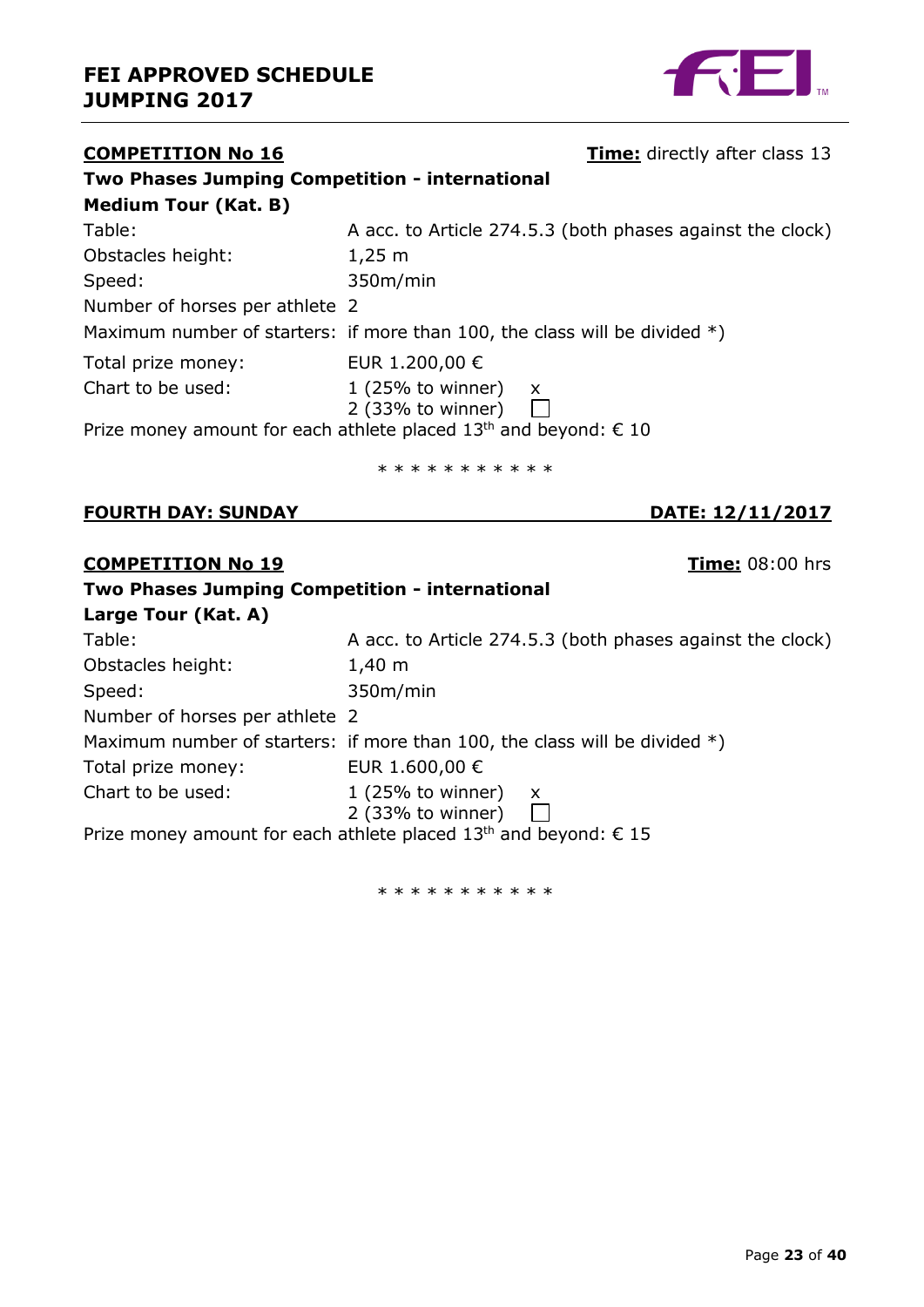**COMPETITION No 16** **Time:** directly after class 13

**Two Phases Jumping Competition - international**

**Medium Tour (Kat. B)**

| | |
|---|---|
| Table: | A acc. to Article 274.5.3 (both phases against the clock) |
| Obstacles height: | 1,25 m |
| Speed: | 350m/min |
| Number of horses per athlete | 2 |
| Maximum number of starters: | if more than 100, the class will be divided *) |
| Total prize money: | EUR 1.200,00 € |
| Chart to be used: | 1 (25% to winner) x<br>2 (33% to winner) ☐ |

Prize money amount for each athlete placed 13th and beyond: € 10

* * * * * * * * * * *

**FOURTH DAY: SUNDAY** **DATE: 12/11/2017**

**COMPETITION No 19** **Time:** 08:00 hrs

**Two Phases Jumping Competition - international**

**Large Tour (Kat. A)**

| | |
|---|---|
| Table: | A acc. to Article 274.5.3 (both phases against the clock) |
| Obstacles height: | 1,40 m |
| Speed: | 350m/min |
| Number of horses per athlete | 2 |
| Maximum number of starters: | if more than 100, the class will be divided *) |
| Total prize money: | EUR 1.600,00 € |
| Chart to be used: | 1 (25% to winner) x<br>2 (33% to winner) ☐ |

Prize money amount for each athlete placed 13th and beyond: € 15

* * * * * * * * * * *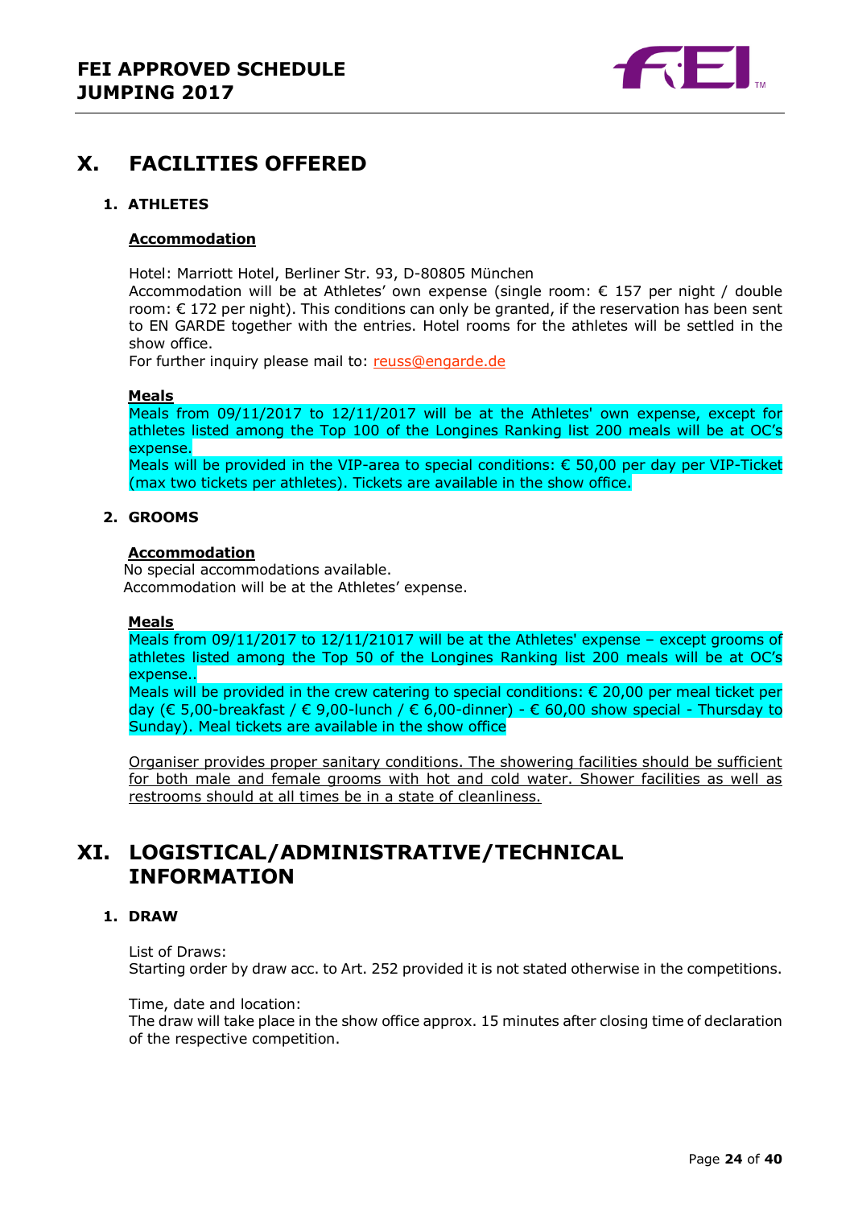# X. FACILITIES OFFERED

## 1. ATHLETES

### Accommodation

Hotel: Marriott Hotel, Berliner Str. 93, D-80805 München
Accommodation will be at Athletes' own expense (single room: € 157 per night / double room: € 172 per night). This conditions can only be granted, if the reservation has been sent to EN GARDE together with the entries. Hotel rooms for the athletes will be settled in the show office.
For further inquiry please mail to: reuss@engarde.de

### Meals

Meals from 09/11/2017 to 12/11/2017 will be at the Athletes' own expense, except for athletes listed among the Top 100 of the Longines Ranking list 200 meals will be at OC's expense.
Meals will be provided in the VIP-area to special conditions: € 50,00 per day per VIP-Ticket (max two tickets per athletes). Tickets are available in the show office.

## 2. GROOMS

### Accommodation

No special accommodations available.
Accommodation will be at the Athletes' expense.

### Meals

Meals from 09/11/2017 to 12/11/21017 will be at the Athletes' expense – except grooms of athletes listed among the Top 50 of the Longines Ranking list 200 meals will be at OC's expense..
Meals will be provided in the crew catering to special conditions: € 20,00 per meal ticket per day (€ 5,00-breakfast / € 9,00-lunch / € 6,00-dinner) - € 60,00 show special - Thursday to Sunday). Meal tickets are available in the show office

Organiser provides proper sanitary conditions. The showering facilities should be sufficient for both male and female grooms with hot and cold water. Shower facilities as well as restrooms should at all times be in a state of cleanliness.

# XI. LOGISTICAL/ADMINISTRATIVE/TECHNICAL INFORMATION

## 1. DRAW

List of Draws:
Starting order by draw acc. to Art. 252 provided it is not stated otherwise in the competitions.

Time, date and location:
The draw will take place in the show office approx. 15 minutes after closing time of declaration of the respective competition.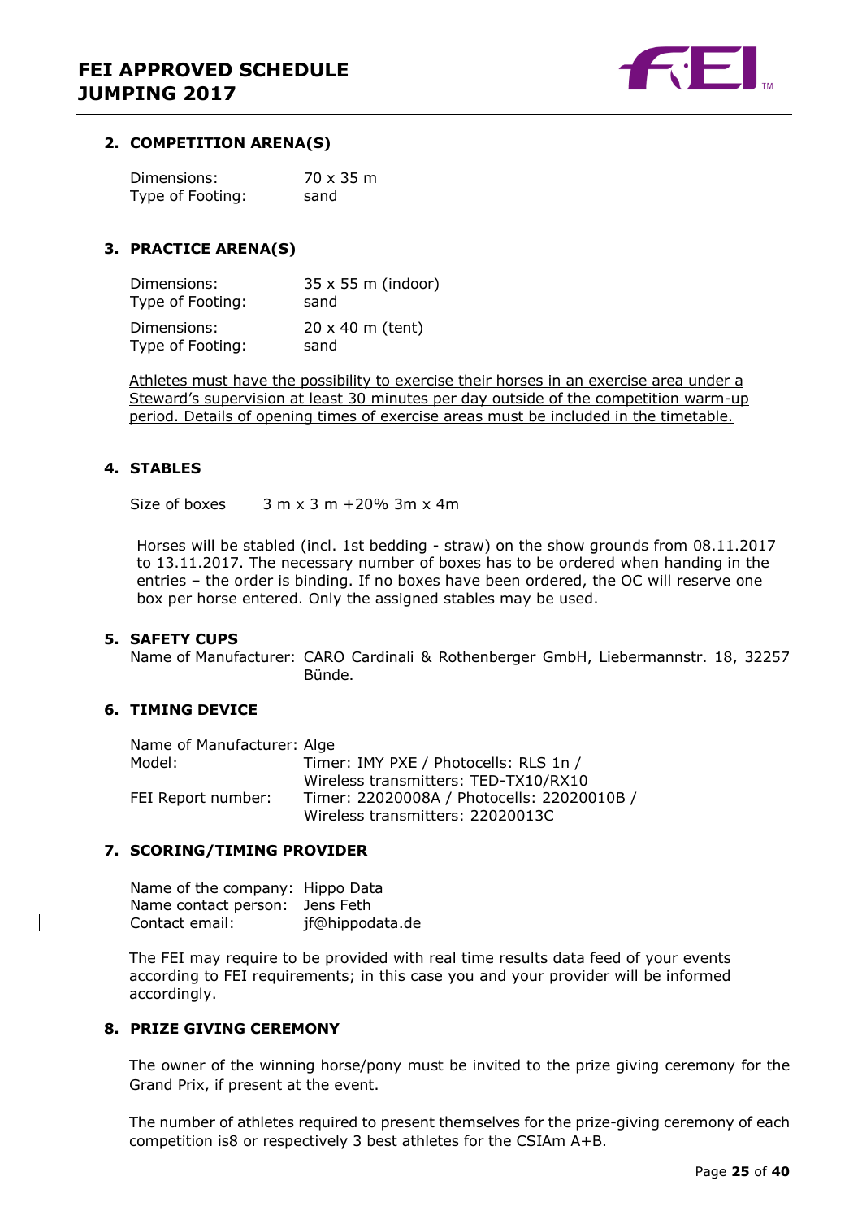## 2. COMPETITION ARENA(S)

Dimensions: 70 x 35 m
Type of Footing: sand

## 3. PRACTICE ARENA(S)

Dimensions: 35 x 55 m (indoor)
Type of Footing: sand

Dimensions: 20 x 40 m (tent)
Type of Footing: sand

Athletes must have the possibility to exercise their horses in an exercise area under a Steward's supervision at least 30 minutes per day outside of the competition warm-up period. Details of opening times of exercise areas must be included in the timetable.

## 4. STABLES

Size of boxes 3 m x 3 m +20% 3m x 4m

Horses will be stabled (incl. 1st bedding - straw) on the show grounds from 08.11.2017 to 13.11.2017. The necessary number of boxes has to be ordered when handing in the entries – the order is binding. If no boxes have been ordered, the OC will reserve one box per horse entered. Only the assigned stables may be used.

## 5. SAFETY CUPS

Name of Manufacturer: CARO Cardinali & Rothenberger GmbH, Liebermannstr. 18, 32257 Bünde.

## 6. TIMING DEVICE

Name of Manufacturer: Alge
Model: Timer: IMY PXE / Photocells: RLS 1n / Wireless transmitters: TED-TX10/RX10
FEI Report number: Timer: 22020008A / Photocells: 22020010B / Wireless transmitters: 22020013C

## 7. SCORING/TIMING PROVIDER

Name of the company: Hippo Data
Name contact person: Jens Feth
Contact email: jf@hippodata.de

The FEI may require to be provided with real time results data feed of your events according to FEI requirements; in this case you and your provider will be informed accordingly.

## 8. PRIZE GIVING CEREMONY

The owner of the winning horse/pony must be invited to the prize giving ceremony for the Grand Prix, if present at the event.

The number of athletes required to present themselves for the prize-giving ceremony of each competition is8 or respectively 3 best athletes for the CSIAm A+B.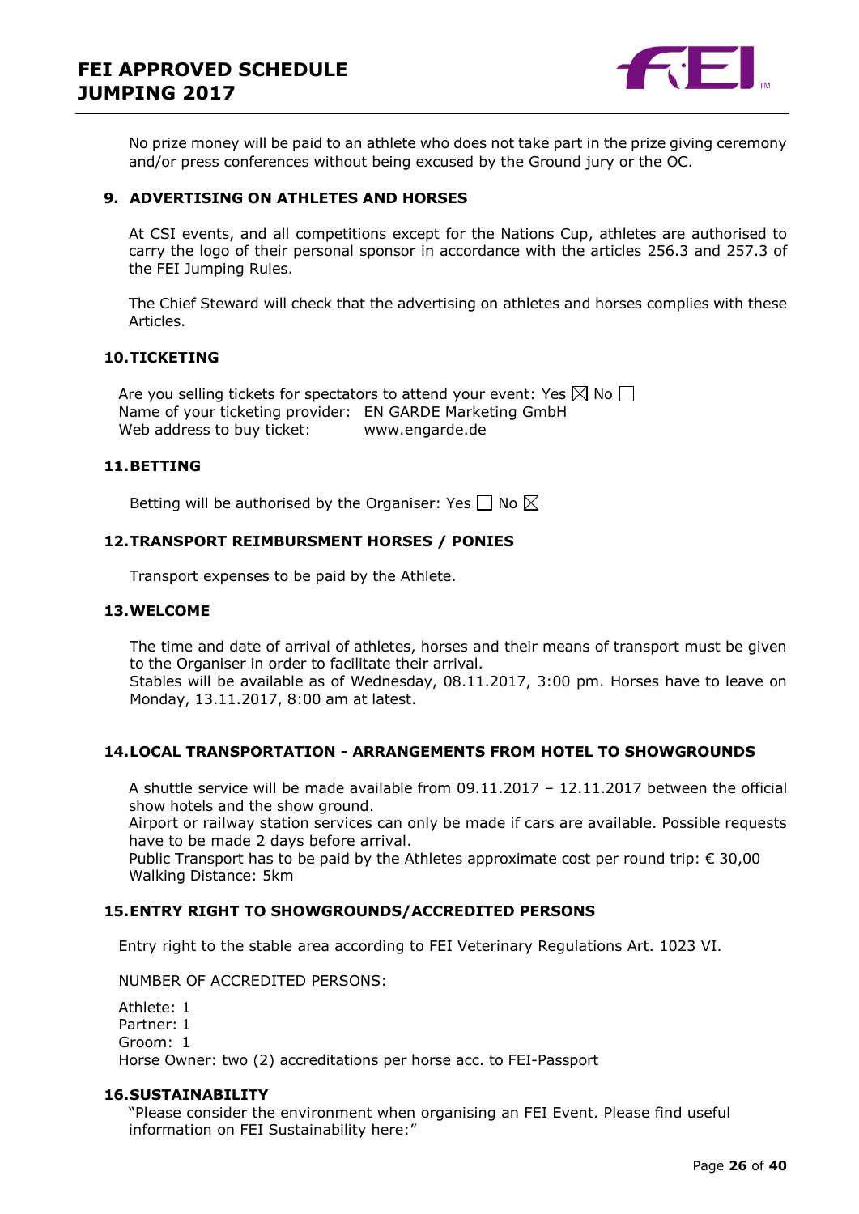No prize money will be paid to an athlete who does not take part in the prize giving ceremony and/or press conferences without being excused by the Ground jury or the OC.

## 9. ADVERTISING ON ATHLETES AND HORSES

At CSI events, and all competitions except for the Nations Cup, athletes are authorised to carry the logo of their personal sponsor in accordance with the articles 256.3 and 257.3 of the FEI Jumping Rules.

The Chief Steward will check that the advertising on athletes and horses complies with these Articles.

## 10. TICKETING

Are you selling tickets for spectators to attend your event: Yes ☒ No ☐
Name of your ticketing provider: EN GARDE Marketing GmbH
Web address to buy ticket: www.engarde.de

## 11. BETTING

Betting will be authorised by the Organiser: Yes ☐ No ☒

## 12. TRANSPORT REIMBURSMENT HORSES / PONIES

Transport expenses to be paid by the Athlete.

## 13. WELCOME

The time and date of arrival of athletes, horses and their means of transport must be given to the Organiser in order to facilitate their arrival.
Stables will be available as of Wednesday, 08.11.2017, 3:00 pm. Horses have to leave on Monday, 13.11.2017, 8:00 am at latest.

## 14. LOCAL TRANSPORTATION - ARRANGEMENTS FROM HOTEL TO SHOWGROUNDS

A shuttle service will be made available from 09.11.2017 – 12.11.2017 between the official show hotels and the show ground.
Airport or railway station services can only be made if cars are available. Possible requests have to be made 2 days before arrival.
Public Transport has to be paid by the Athletes approximate cost per round trip: € 30,00
Walking Distance: 5km

## 15. ENTRY RIGHT TO SHOWGROUNDS/ACCREDITED PERSONS

Entry right to the stable area according to FEI Veterinary Regulations Art. 1023 VI.

NUMBER OF ACCREDITED PERSONS:

Athlete: 1
Partner: 1
Groom: 1
Horse Owner: two (2) accreditations per horse acc. to FEI-Passport

## 16. SUSTAINABILITY

"Please consider the environment when organising an FEI Event. Please find useful information on FEI Sustainability here:"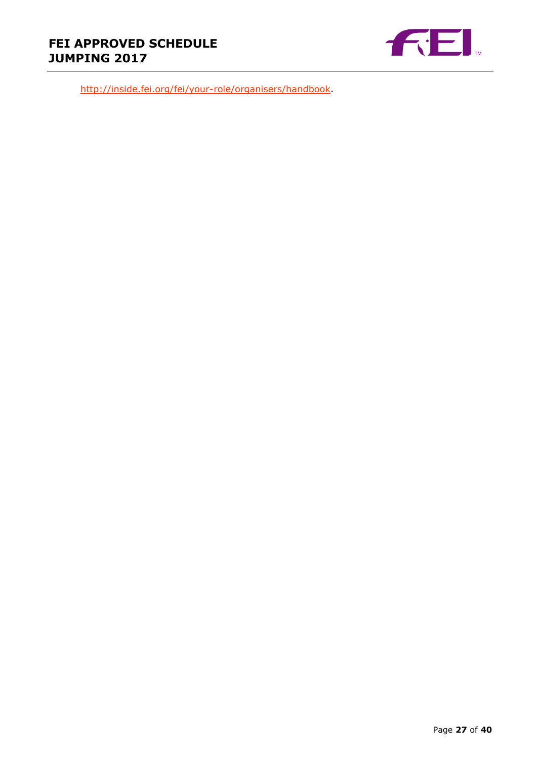http://inside.fei.org/fei/your-role/organisers/handbook.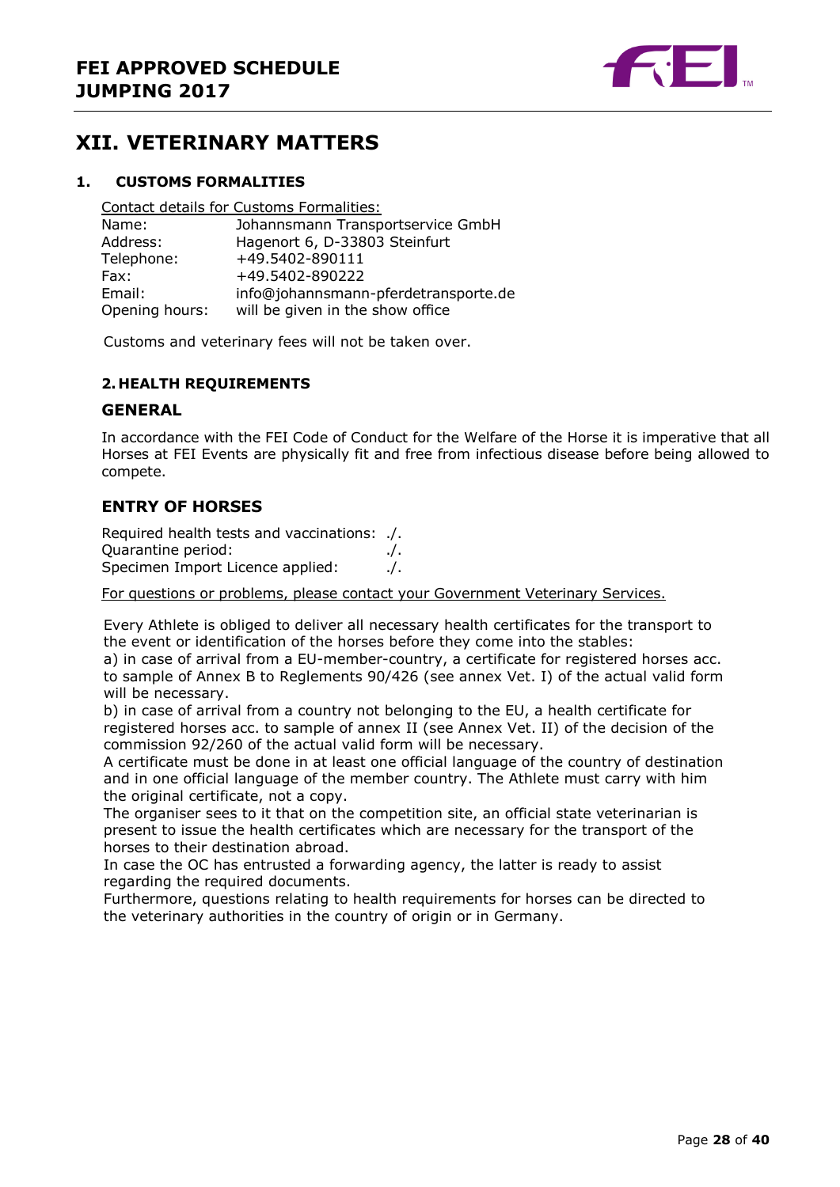# XII. VETERINARY MATTERS

## 1. CUSTOMS FORMALITIES

Contact details for Customs Formalities:

| | |
|---|---|
| Name: | Johannsmann Transportservice GmbH |
| Address: | Hagenort 6, D-33803 Steinfurt |
| Telephone: | +49.5402-890111 |
| Fax: | +49.5402-890222 |
| Email: | info@johannsmann-pferdetransporte.de |
| Opening hours: | will be given in the show office |

Customs and veterinary fees will not be taken over.

## 2. HEALTH REQUIREMENTS

### GENERAL

In accordance with the FEI Code of Conduct for the Welfare of the Horse it is imperative that all Horses at FEI Events are physically fit and free from infectious disease before being allowed to compete.

### ENTRY OF HORSES

| | |
|---|---|
| Required health tests and vaccinations: | ./. |
| Quarantine period: | ./. |
| Specimen Import Licence applied: | ./. |

For questions or problems, please contact your Government Veterinary Services.

Every Athlete is obliged to deliver all necessary health certificates for the transport to the event or identification of the horses before they come into the stables:

a) in case of arrival from a EU-member-country, a certificate for registered horses acc. to sample of Annex B to Reglements 90/426 (see annex Vet. I) of the actual valid form will be necessary.

b) in case of arrival from a country not belonging to the EU, a health certificate for registered horses acc. to sample of annex II (see Annex Vet. II) of the decision of the commission 92/260 of the actual valid form will be necessary.

A certificate must be done in at least one official language of the country of destination and in one official language of the member country. The Athlete must carry with him the original certificate, not a copy.

The organiser sees to it that on the competition site, an official state veterinarian is present to issue the health certificates which are necessary for the transport of the horses to their destination abroad.

In case the OC has entrusted a forwarding agency, the latter is ready to assist regarding the required documents.

Furthermore, questions relating to health requirements for horses can be directed to the veterinary authorities in the country of origin or in Germany.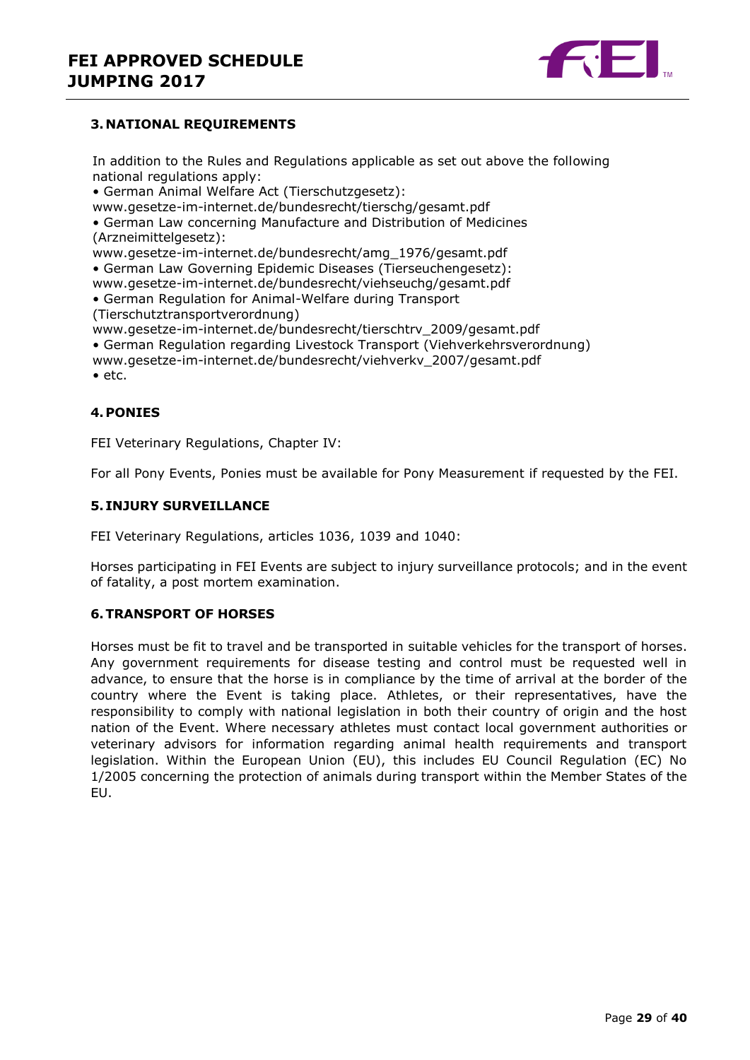### 3. NATIONAL REQUIREMENTS

In addition to the Rules and Regulations applicable as set out above the following national regulations apply:

- German Animal Welfare Act (Tierschutzgesetz): www.gesetze-im-internet.de/bundesrecht/tierschg/gesamt.pdf
- German Law concerning Manufacture and Distribution of Medicines (Arzneimittelgesetz): www.gesetze-im-internet.de/bundesrecht/amg_1976/gesamt.pdf
- German Law Governing Epidemic Diseases (Tierseuchengesetz): www.gesetze-im-internet.de/bundesrecht/viehseuchg/gesamt.pdf
- German Regulation for Animal-Welfare during Transport (Tierschutztransportverordnung) www.gesetze-im-internet.de/bundesrecht/tierschtrv_2009/gesamt.pdf
- German Regulation regarding Livestock Transport (Viehverkehrsverordnung) www.gesetze-im-internet.de/bundesrecht/viehverkv_2007/gesamt.pdf
- etc.

### 4. PONIES

FEI Veterinary Regulations, Chapter IV:

For all Pony Events, Ponies must be available for Pony Measurement if requested by the FEI.

### 5. INJURY SURVEILLANCE

FEI Veterinary Regulations, articles 1036, 1039 and 1040:

Horses participating in FEI Events are subject to injury surveillance protocols; and in the event of fatality, a post mortem examination.

### 6. TRANSPORT OF HORSES

Horses must be fit to travel and be transported in suitable vehicles for the transport of horses. Any government requirements for disease testing and control must be requested well in advance, to ensure that the horse is in compliance by the time of arrival at the border of the country where the Event is taking place. Athletes, or their representatives, have the responsibility to comply with national legislation in both their country of origin and the host nation of the Event. Where necessary athletes must contact local government authorities or veterinary advisors for information regarding animal health requirements and transport legislation. Within the European Union (EU), this includes EU Council Regulation (EC) No 1/2005 concerning the protection of animals during transport within the Member States of the EU.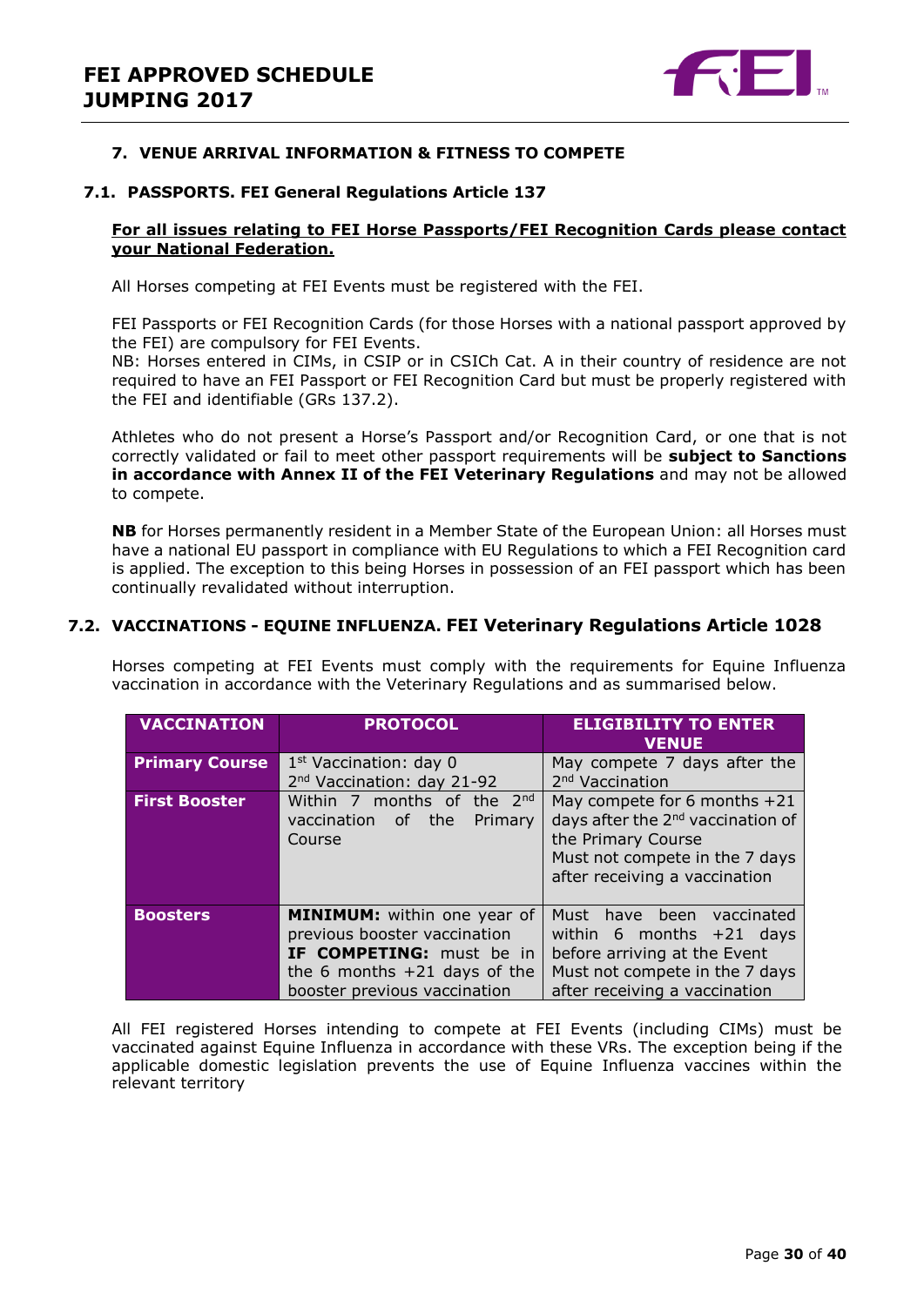## 7. VENUE ARRIVAL INFORMATION & FITNESS TO COMPETE

### 7.1. PASSPORTS. FEI General Regulations Article 137

**For all issues relating to FEI Horse Passports/FEI Recognition Cards please contact your National Federation.**

All Horses competing at FEI Events must be registered with the FEI.

FEI Passports or FEI Recognition Cards (for those Horses with a national passport approved by the FEI) are compulsory for FEI Events.
NB: Horses entered in CIMs, in CSIP or in CSICh Cat. A in their country of residence are not required to have an FEI Passport or FEI Recognition Card but must be properly registered with the FEI and identifiable (GRs 137.2).

Athletes who do not present a Horse's Passport and/or Recognition Card, or one that is not correctly validated or fail to meet other passport requirements will be **subject to Sanctions in accordance with Annex II of the FEI Veterinary Regulations** and may not be allowed to compete.

**NB** for Horses permanently resident in a Member State of the European Union: all Horses must have a national EU passport in compliance with EU Regulations to which a FEI Recognition card is applied. The exception to this being Horses in possession of an FEI passport which has been continually revalidated without interruption.

### 7.2. VACCINATIONS - EQUINE INFLUENZA. FEI Veterinary Regulations Article 1028

Horses competing at FEI Events must comply with the requirements for Equine Influenza vaccination in accordance with the Veterinary Regulations and as summarised below.

| VACCINATION | PROTOCOL | ELIGIBILITY TO ENTER VENUE |
|---|---|---|
| **Primary Course** | 1st Vaccination: day 0<br>2nd Vaccination: day 21-92 | May compete 7 days after the 2nd Vaccination |
| **First Booster** | Within 7 months of the 2nd vaccination of the Primary Course | May compete for 6 months +21 days after the 2nd vaccination of the Primary Course<br>Must not compete in the 7 days after receiving a vaccination |
| **Boosters** | **MINIMUM:** within one year of previous booster vaccination<br>**IF COMPETING:** must be in the 6 months +21 days of the booster previous vaccination | Must have been vaccinated within 6 months +21 days before arriving at the Event<br>Must not compete in the 7 days after receiving a vaccination |

All FEI registered Horses intending to compete at FEI Events (including CIMs) must be vaccinated against Equine Influenza in accordance with these VRs. The exception being if the applicable domestic legislation prevents the use of Equine Influenza vaccines within the relevant territory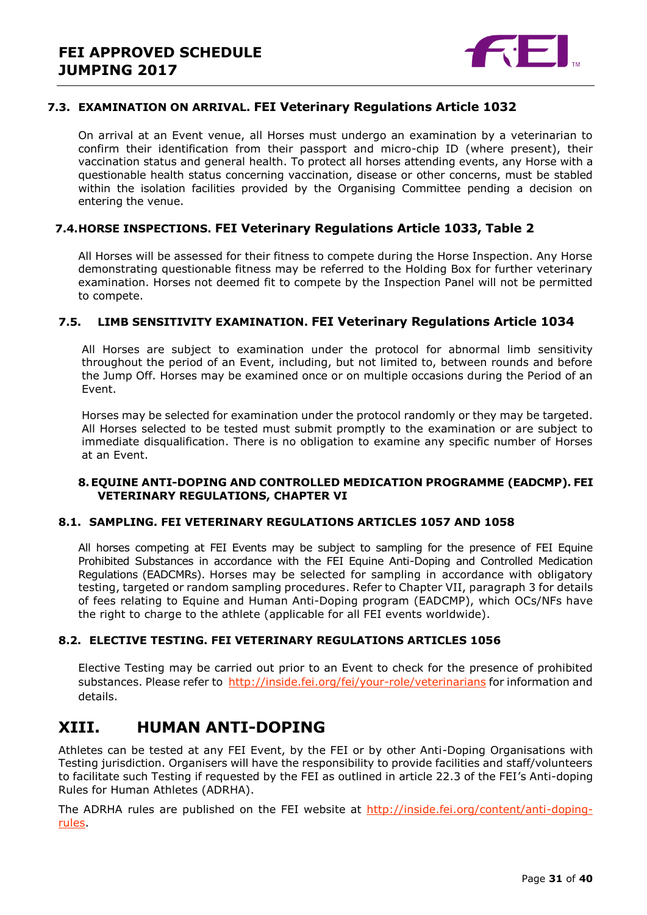### 7.3. EXAMINATION ON ARRIVAL. FEI Veterinary Regulations Article 1032

On arrival at an Event venue, all Horses must undergo an examination by a veterinarian to confirm their identification from their passport and micro-chip ID (where present), their vaccination status and general health. To protect all horses attending events, any Horse with a questionable health status concerning vaccination, disease or other concerns, must be stabled within the isolation facilities provided by the Organising Committee pending a decision on entering the venue.

### 7.4. HORSE INSPECTIONS. FEI Veterinary Regulations Article 1033, Table 2

All Horses will be assessed for their fitness to compete during the Horse Inspection. Any Horse demonstrating questionable fitness may be referred to the Holding Box for further veterinary examination. Horses not deemed fit to compete by the Inspection Panel will not be permitted to compete.

### 7.5. LIMB SENSITIVITY EXAMINATION. FEI Veterinary Regulations Article 1034

All Horses are subject to examination under the protocol for abnormal limb sensitivity throughout the period of an Event, including, but not limited to, between rounds and before the Jump Off. Horses may be examined once or on multiple occasions during the Period of an Event.

Horses may be selected for examination under the protocol randomly or they may be targeted. All Horses selected to be tested must submit promptly to the examination or are subject to immediate disqualification. There is no obligation to examine any specific number of Horses at an Event.

### 8. EQUINE ANTI-DOPING AND CONTROLLED MEDICATION PROGRAMME (EADCMP). FEI VETERINARY REGULATIONS, CHAPTER VI

### 8.1. SAMPLING. FEI VETERINARY REGULATIONS ARTICLES 1057 AND 1058

All horses competing at FEI Events may be subject to sampling for the presence of FEI Equine Prohibited Substances in accordance with the FEI Equine Anti-Doping and Controlled Medication Regulations (EADCMRs). Horses may be selected for sampling in accordance with obligatory testing, targeted or random sampling procedures. Refer to Chapter VII, paragraph 3 for details of fees relating to Equine and Human Anti-Doping program (EADCMP), which OCs/NFs have the right to charge to the athlete (applicable for all FEI events worldwide).

### 8.2. ELECTIVE TESTING. FEI VETERINARY REGULATIONS ARTICLES 1056

Elective Testing may be carried out prior to an Event to check for the presence of prohibited substances. Please refer to http://inside.fei.org/fei/your-role/veterinarians for information and details.

## XIII. HUMAN ANTI-DOPING

Athletes can be tested at any FEI Event, by the FEI or by other Anti-Doping Organisations with Testing jurisdiction. Organisers will have the responsibility to provide facilities and staff/volunteers to facilitate such Testing if requested by the FEI as outlined in article 22.3 of the FEI's Anti-doping Rules for Human Athletes (ADRHA).

The ADRHA rules are published on the FEI website at http://inside.fei.org/content/anti-doping-rules.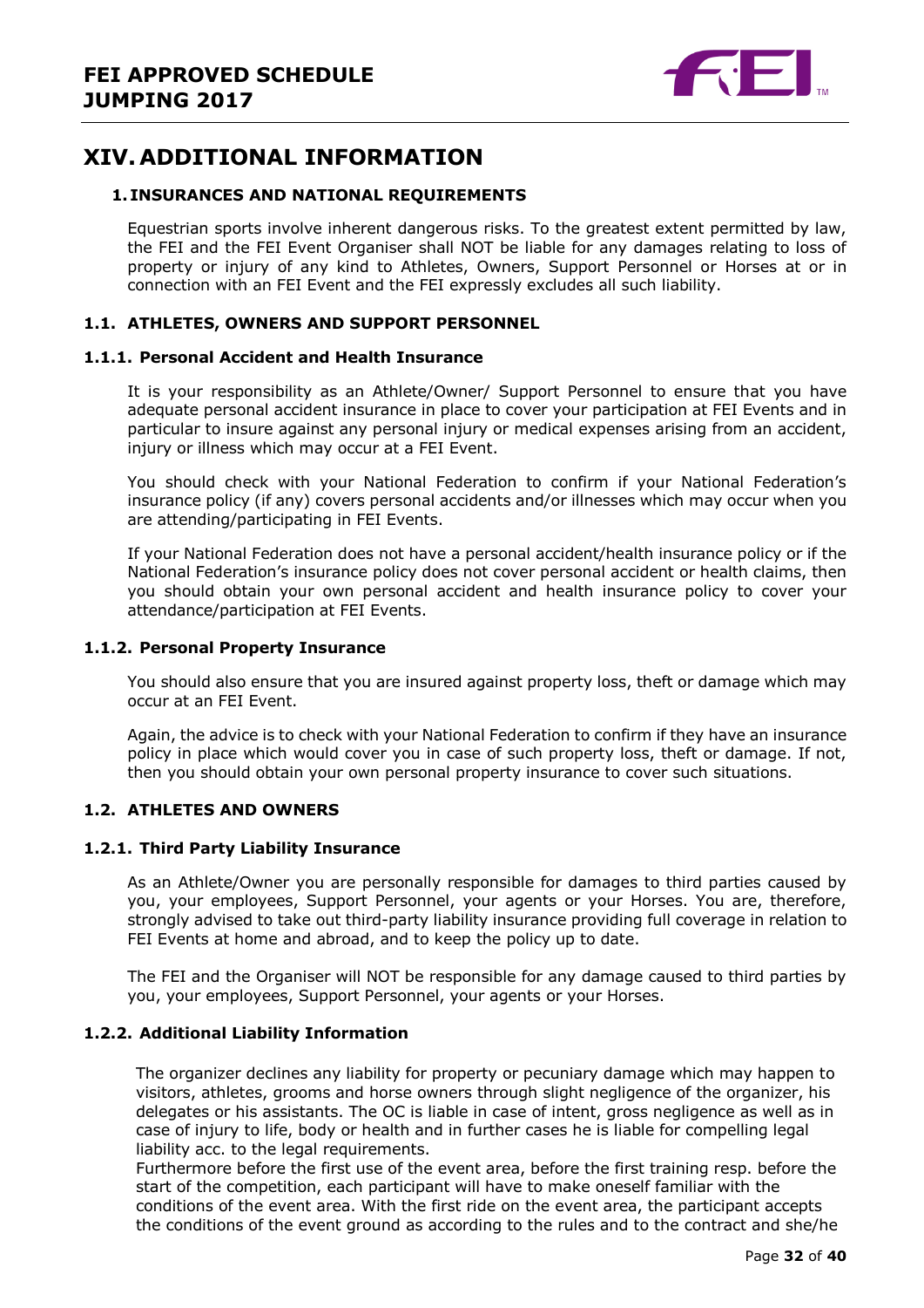# XIV. ADDITIONAL INFORMATION

## 1. INSURANCES AND NATIONAL REQUIREMENTS

Equestrian sports involve inherent dangerous risks. To the greatest extent permitted by law, the FEI and the FEI Event Organiser shall NOT be liable for any damages relating to loss of property or injury of any kind to Athletes, Owners, Support Personnel or Horses at or in connection with an FEI Event and the FEI expressly excludes all such liability.

### 1.1. ATHLETES, OWNERS AND SUPPORT PERSONNEL

#### 1.1.1. Personal Accident and Health Insurance

It is your responsibility as an Athlete/Owner/ Support Personnel to ensure that you have adequate personal accident insurance in place to cover your participation at FEI Events and in particular to insure against any personal injury or medical expenses arising from an accident, injury or illness which may occur at a FEI Event.

You should check with your National Federation to confirm if your National Federation's insurance policy (if any) covers personal accidents and/or illnesses which may occur when you are attending/participating in FEI Events.

If your National Federation does not have a personal accident/health insurance policy or if the National Federation's insurance policy does not cover personal accident or health claims, then you should obtain your own personal accident and health insurance policy to cover your attendance/participation at FEI Events.

#### 1.1.2. Personal Property Insurance

You should also ensure that you are insured against property loss, theft or damage which may occur at an FEI Event.

Again, the advice is to check with your National Federation to confirm if they have an insurance policy in place which would cover you in case of such property loss, theft or damage. If not, then you should obtain your own personal property insurance to cover such situations.

### 1.2. ATHLETES AND OWNERS

#### 1.2.1. Third Party Liability Insurance

As an Athlete/Owner you are personally responsible for damages to third parties caused by you, your employees, Support Personnel, your agents or your Horses. You are, therefore, strongly advised to take out third-party liability insurance providing full coverage in relation to FEI Events at home and abroad, and to keep the policy up to date.

The FEI and the Organiser will NOT be responsible for any damage caused to third parties by you, your employees, Support Personnel, your agents or your Horses.

#### 1.2.2. Additional Liability Information

The organizer declines any liability for property or pecuniary damage which may happen to visitors, athletes, grooms and horse owners through slight negligence of the organizer, his delegates or his assistants. The OC is liable in case of intent, gross negligence as well as in case of injury to life, body or health and in further cases he is liable for compelling legal liability acc. to the legal requirements.
Furthermore before the first use of the event area, before the first training resp. before the start of the competition, each participant will have to make oneself familiar with the conditions of the event area. With the first ride on the event area, the participant accepts the conditions of the event ground as according to the rules and to the contract and she/he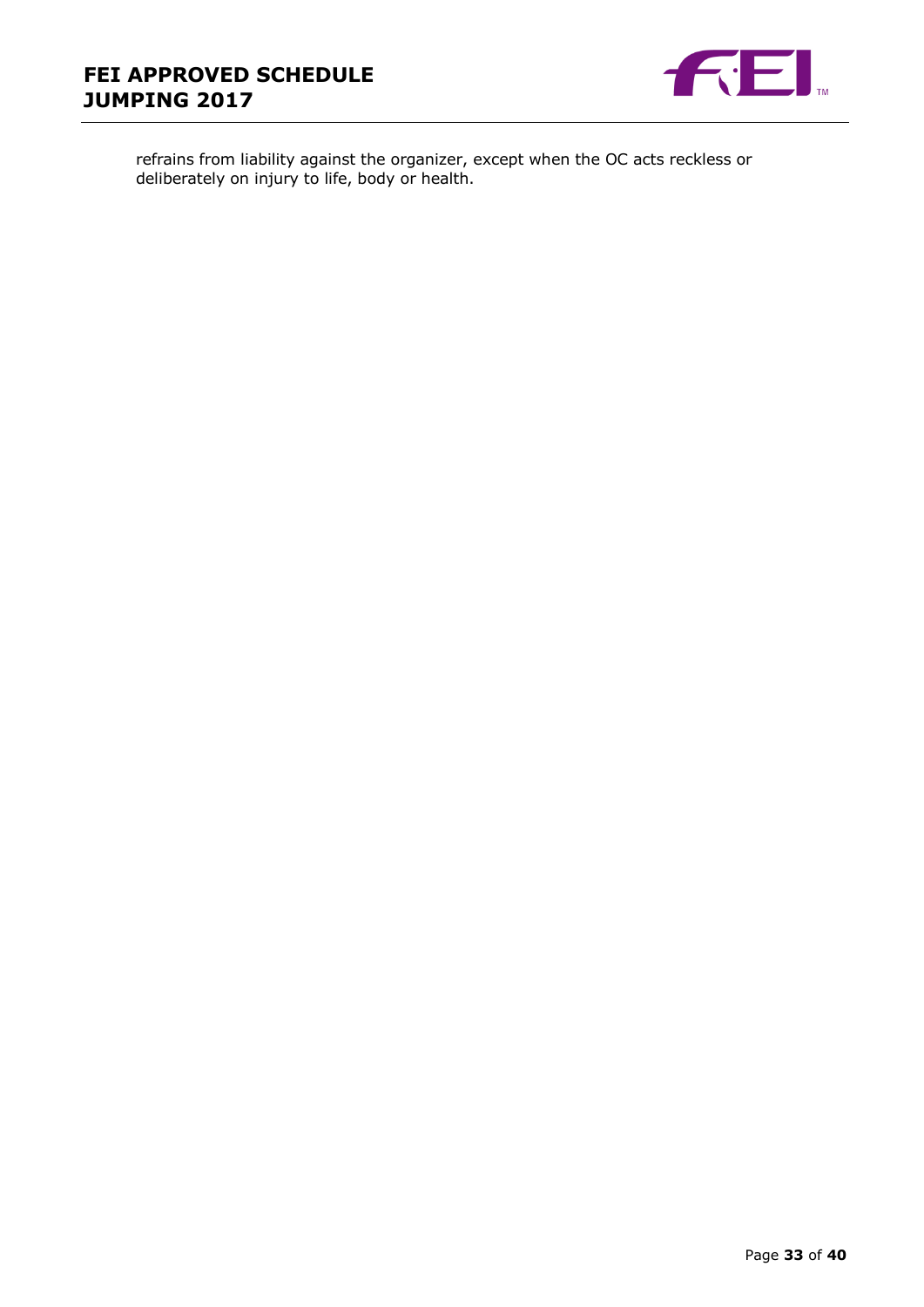refrains from liability against the organizer, except when the OC acts reckless or deliberately on injury to life, body or health.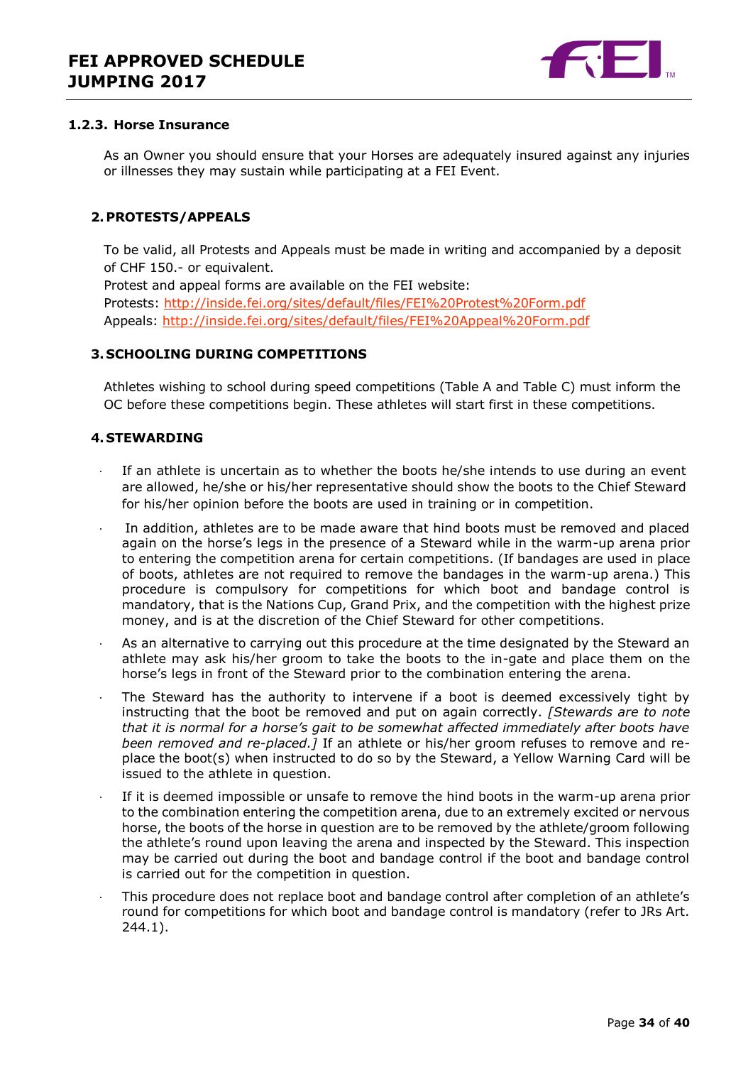### 1.2.3. Horse Insurance

As an Owner you should ensure that your Horses are adequately insured against any injuries or illnesses they may sustain while participating at a FEI Event.

## 2. PROTESTS/APPEALS

To be valid, all Protests and Appeals must be made in writing and accompanied by a deposit of CHF 150.- or equivalent.
Protest and appeal forms are available on the FEI website:
Protests: http://inside.fei.org/sites/default/files/FEI%20Protest%20Form.pdf
Appeals: http://inside.fei.org/sites/default/files/FEI%20Appeal%20Form.pdf

## 3. SCHOOLING DURING COMPETITIONS

Athletes wishing to school during speed competitions (Table A and Table C) must inform the OC before these competitions begin. These athletes will start first in these competitions.

## 4. STEWARDING

- If an athlete is uncertain as to whether the boots he/she intends to use during an event are allowed, he/she or his/her representative should show the boots to the Chief Steward for his/her opinion before the boots are used in training or in competition.
- In addition, athletes are to be made aware that hind boots must be removed and placed again on the horse's legs in the presence of a Steward while in the warm-up arena prior to entering the competition arena for certain competitions. (If bandages are used in place of boots, athletes are not required to remove the bandages in the warm-up arena.) This procedure is compulsory for competitions for which boot and bandage control is mandatory, that is the Nations Cup, Grand Prix, and the competition with the highest prize money, and is at the discretion of the Chief Steward for other competitions.
- As an alternative to carrying out this procedure at the time designated by the Steward an athlete may ask his/her groom to take the boots to the in-gate and place them on the horse's legs in front of the Steward prior to the combination entering the arena.
- The Steward has the authority to intervene if a boot is deemed excessively tight by instructing that the boot be removed and put on again correctly. *[Stewards are to note that it is normal for a horse's gait to be somewhat affected immediately after boots have been removed and re-placed.]* If an athlete or his/her groom refuses to remove and re-place the boot(s) when instructed to do so by the Steward, a Yellow Warning Card will be issued to the athlete in question.
- If it is deemed impossible or unsafe to remove the hind boots in the warm-up arena prior to the combination entering the competition arena, due to an extremely excited or nervous horse, the boots of the horse in question are to be removed by the athlete/groom following the athlete's round upon leaving the arena and inspected by the Steward. This inspection may be carried out during the boot and bandage control if the boot and bandage control is carried out for the competition in question.
- This procedure does not replace boot and bandage control after completion of an athlete's round for competitions for which boot and bandage control is mandatory (refer to JRs Art. 244.1).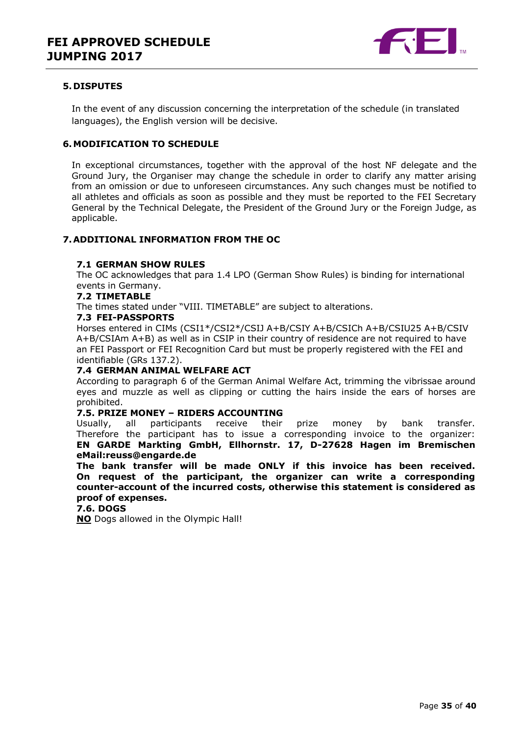## 5. DISPUTES

In the event of any discussion concerning the interpretation of the schedule (in translated languages), the English version will be decisive.

## 6. MODIFICATION TO SCHEDULE

In exceptional circumstances, together with the approval of the host NF delegate and the Ground Jury, the Organiser may change the schedule in order to clarify any matter arising from an omission or due to unforeseen circumstances. Any such changes must be notified to all athletes and officials as soon as possible and they must be reported to the FEI Secretary General by the Technical Delegate, the President of the Ground Jury or the Foreign Judge, as applicable.

## 7. ADDITIONAL INFORMATION FROM THE OC

### 7.1 GERMAN SHOW RULES

The OC acknowledges that para 1.4 LPO (German Show Rules) is binding for international events in Germany.

### 7.2 TIMETABLE

The times stated under "VIII. TIMETABLE" are subject to alterations.

### 7.3 FEI-PASSPORTS

Horses entered in CIMs (CSI1*/CSI2*/CSIJ A+B/CSIY A+B/CSICh A+B/CSIU25 A+B/CSIV A+B/CSIAm A+B) as well as in CSIP in their country of residence are not required to have an FEI Passport or FEI Recognition Card but must be properly registered with the FEI and identifiable (GRs 137.2).

### 7.4 GERMAN ANIMAL WELFARE ACT

According to paragraph 6 of the German Animal Welfare Act, trimming the vibrissae around eyes and muzzle as well as clipping or cutting the hairs inside the ears of horses are prohibited.

### 7.5. PRIZE MONEY – RIDERS ACCOUNTING

Usually, all participants receive their prize money by bank transfer. Therefore the participant has to issue a corresponding invoice to the organizer: **EN GARDE Markting GmbH, Ellhornstr. 17, D-27628 Hagen im Bremischen eMail:reuss@engarde.de**

**The bank transfer will be made ONLY if this invoice has been received. On request of the participant, the organizer can write a corresponding counter-account of the incurred costs, otherwise this statement is considered as proof of expenses.**

### 7.6. DOGS

<u>**NO**</u> Dogs allowed in the Olympic Hall!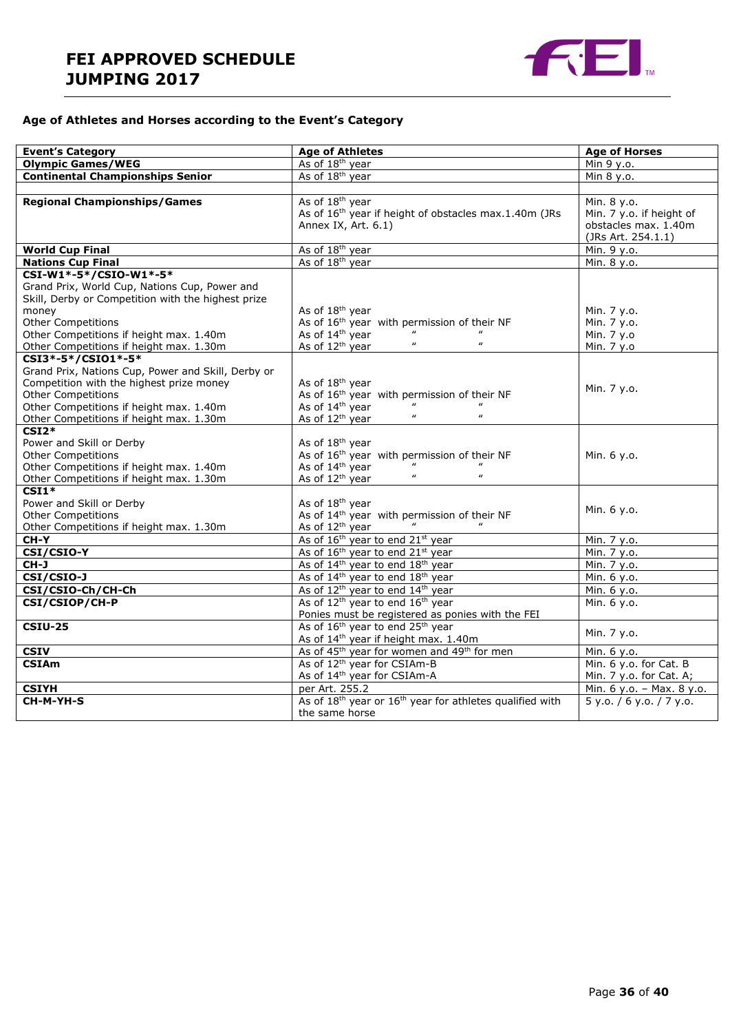# FEI APPROVED SCHEDULE JUMPING 2017

### Age of Athletes and Horses according to the Event's Category

| **Event's Category** | **Age of Athletes** | **Age of Horses** |
|---|---|---|
| **Olympic Games/WEG** | As of 18th year | Min 9 y.o. |
| **Continental Championships Senior** | As of 18th year | Min 8 y.o. |
| | | |
| **Regional Championships/Games** | As of 18th year<br>As of 16th year if height of obstacles max.1.40m (JRs Annex IX, Art. 6.1) | Min. 8 y.o.<br>Min. 7 y.o. if height of obstacles max. 1.40m (JRs Art. 254.1.1) |
| **World Cup Final** | As of 18th year | Min. 9 y.o. |
| **Nations Cup Final** | As of 18th year | Min. 8 y.o. |
| **CSI-W1\*-5\*/CSIO-W1\*-5\***<br>Grand Prix, World Cup, Nations Cup, Power and Skill, Derby or Competition with the highest prize money<br>Other Competitions<br>Other Competitions if height max. 1.40m<br>Other Competitions if height max. 1.30m | <br><br><br>As of 18th year<br>As of 16th year with permission of their NF<br>As of 14th year " "<br>As of 12th year " " | <br><br><br>Min. 7 y.o.<br>Min. 7 y.o.<br>Min. 7 y.o<br>Min. 7 y.o |
| **CSI3\*-5\*/CSIO1\*-5\***<br>Grand Prix, Nations Cup, Power and Skill, Derby or Competition with the highest prize money<br>Other Competitions<br>Other Competitions if height max. 1.40m<br>Other Competitions if height max. 1.30m | <br><br>As of 18th year<br>As of 16th year with permission of their NF<br>As of 14th year " "<br>As of 12th year " " | Min. 7 y.o. |
| **CSI2\***<br>Power and Skill or Derby<br>Other Competitions<br>Other Competitions if height max. 1.40m<br>Other Competitions if height max. 1.30m | <br>As of 18th year<br>As of 16th year with permission of their NF<br>As of 14th year " "<br>As of 12th year " " | Min. 6 y.o. |
| **CSI1\***<br>Power and Skill or Derby<br>Other Competitions<br>Other Competitions if height max. 1.30m | <br>As of 18th year<br>As of 14th year with permission of their NF<br>As of 12th year " " | Min. 6 y.o. |
| **CH-Y** | As of 16th year to end 21st year | Min. 7 y.o. |
| **CSI/CSIO-Y** | As of 16th year to end 21st year | Min. 7 y.o. |
| **CH-J** | As of 14th year to end 18th year | Min. 7 y.o. |
| **CSI/CSIO-J** | As of 14th year to end 18th year | Min. 6 y.o. |
| **CSI/CSIO-Ch/CH-Ch** | As of 12th year to end 14th year | Min. 6 y.o. |
| **CSI/CSIOP/CH-P** | As of 12th year to end 16th year<br>Ponies must be registered as ponies with the FEI | Min. 6 y.o. |
| **CSIU-25** | As of 16th year to end 25th year<br>As of 14th year if height max. 1.40m | Min. 7 y.o. |
| **CSIV** | As of 45th year for women and 49th for men | Min. 6 y.o. |
| **CSIAm** | As of 12th year for CSIAm-B<br>As of 14th year for CSIAm-A | Min. 6 y.o. for Cat. B<br>Min. 7 y.o. for Cat. A; |
| **CSIYH** | per Art. 255.2 | Min. 6 y.o. – Max. 8 y.o. |
| **CH-M-YH-S** | As of 18th year or 16th year for athletes qualified with the same horse | 5 y.o. / 6 y.o. / 7 y.o. |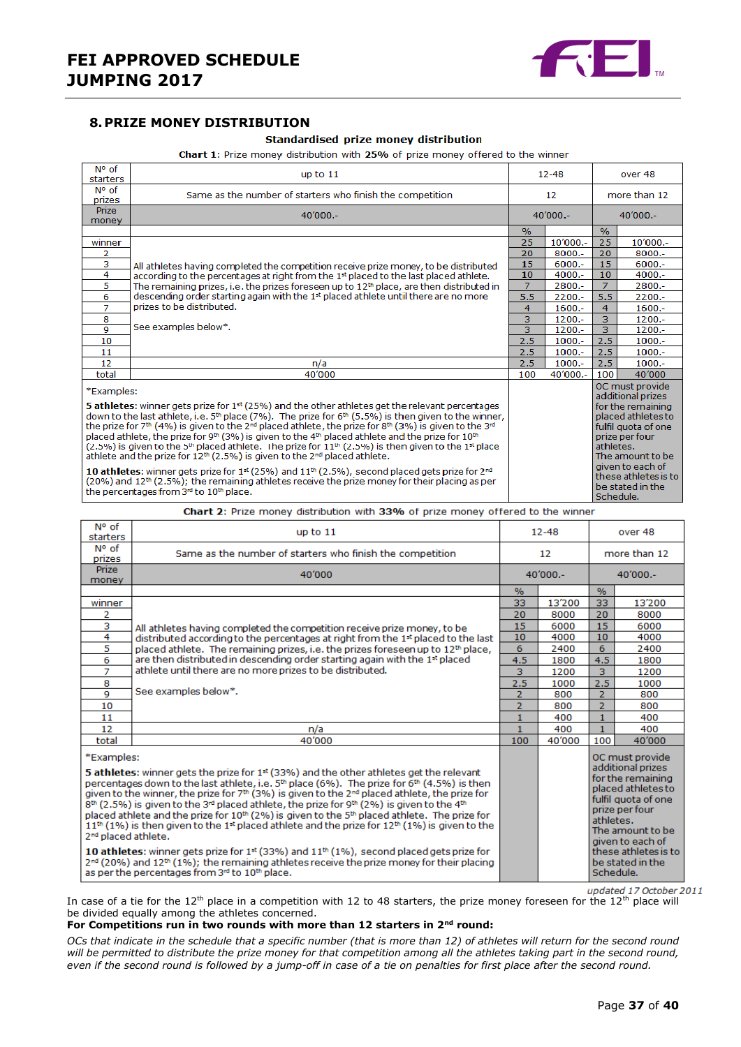## 8. PRIZE MONEY DISTRIBUTION

**Standardised prize money distribution**

**Chart 1**: Prize money distribution with **25%** of prize money offered to the winner

| N° of starters | up to 11 | 12-48 | | over 48 | |
|---|---|---|---|---|---|
| N° of prizes | Same as the number of starters who finish the competition | 12 | | more than 12 | |
| Prize money | 40'000.- | 40'000.- | | 40'000.- | |
| | | % | | % | |
| winner | All athletes having completed the competition receive prize money, to be distributed according to the percentages at right from the 1st placed to the last placed athlete. The remaining prizes, i.e. the prizes foreseen up to 12th place, are then distributed in descending order starting again with the 1st placed athlete until there are no more prizes to be distributed. See examples below*. | 25 | 10'000.- | 25 | 10'000.- |
| 2 | | 20 | 8000.- | 20 | 8000.- |
| 3 | | 15 | 6000.- | 15 | 6000.- |
| 4 | | 10 | 4000.- | 10 | 4000.- |
| 5 | | 7 | 2800.- | 7 | 2800.- |
| 6 | | 5.5 | 2200.- | 5.5 | 2200.- |
| 7 | | 4 | 1600.- | 4 | 1600.- |
| 8 | | 3 | 1200.- | 3 | 1200.- |
| 9 | | 3 | 1200.- | 3 | 1200.- |
| 10 | | 2.5 | 1000.- | 2.5 | 1000.- |
| 11 | | 2.5 | 1000.- | 2.5 | 1000.- |
| 12 | n/a | 2.5 | 1000.- | 2.5 | 1000.- |
| total | 40'000 | 100 | 40'000.- | 100 | 40'000 |

*Examples:

**5 athletes**: winner gets prize for 1st (25%) and the other athletes get the relevant percentages down to the last athlete, i.e. 5th place (7%). The prize for 6th (5.5%) is then given to the winner, the prize for 7th (4%) is given to the 2nd placed athlete, the prize for 8th (3%) is given to the 3rd placed athlete, the prize for 9th (3%) is given to the 4th placed athlete and the prize for 10th (2.5%) is given to the 5th placed athlete. The prize for 11th (2.5%) is then given to the 1st placed athlete and the prize for 12th (2.5%) is given to the 2nd placed athlete.

**10 athletes**: winner gets prize for 1st (25%) and 11th (2.5%), second placed gets prize for 2nd (20%) and 12th (2.5%); the remaining athletes receive the prize money for their placing as per the percentages from 3rd to 10th place.

OC must provide additional prizes for the remaining placed athletes to fulfil quota of one prize per four athletes. The amount to be given to each of these athletes is to be stated in the Schedule.

**Chart 2**: Prize money distribution with **33%** of prize money offered to the winner

| N° of starters | up to 11 | 12-48 | | over 48 | |
|---|---|---|---|---|---|
| N° of prizes | Same as the number of starters who finish the competition | 12 | | more than 12 | |
| Prize money | 40'000 | 40'000.- | | 40'000.- | |
| | | % | | % | |
| winner | All athletes having completed the competition receive prize money, to be distributed according to the percentages at right from the 1st placed to the last placed athlete. The remaining prizes, i.e. the prizes foreseen up to 12th place, are then distributed in descending order starting again with the 1st placed athlete until there are no more prizes to be distributed. See examples below*. | 33 | 13'200 | 33 | 13'200 |
| 2 | | 20 | 8000 | 20 | 8000 |
| 3 | | 15 | 6000 | 15 | 6000 |
| 4 | | 10 | 4000 | 10 | 4000 |
| 5 | | 6 | 2400 | 6 | 2400 |
| 6 | | 4.5 | 1800 | 4.5 | 1800 |
| 7 | | 3 | 1200 | 3 | 1200 |
| 8 | | 2.5 | 1000 | 2.5 | 1000 |
| 9 | | 2 | 800 | 2 | 800 |
| 10 | | 2 | 800 | 2 | 800 |
| 11 | | 1 | 400 | 1 | 400 |
| 12 | n/a | 1 | 400 | 1 | 400 |
| total | 40'000 | 100 | 40'000 | 100 | 40'000 |

*Examples:

**5 athletes**: winner gets the prize for 1st (33%) and the other athletes get the relevant percentages down to the last athlete, i.e. 5th place (6%). The prize for 6th (4.5%) is then given to the winner, the prize for 7th (3%) is given to the 2nd placed athlete, the prize for 8th (2.5%) is given to the 3rd placed athlete, the prize for 9th (2%) is given to the 4th placed athlete and the prize for 10th (2%) is given to the 5th placed athlete. The prize for 11th (1%) is then given to the 1st placed athlete and the prize for 12th (1%) is given to the 2nd placed athlete.

**10 athletes**: winner gets prize for 1st (33%) and 11th (1%), second placed gets prize for 2nd (20%) and 12th (1%); the remaining athletes receive the prize money for their placing as per the percentages from 3rd to 10th place.

OC must provide additional prizes for the remaining placed athletes to fulfil quota of one prize per four athletes. The amount to be given to each of these athletes is to be stated in the Schedule.

*updated 17 October 2011*

In case of a tie for the 12th place in a competition with 12 to 48 starters, the prize money foreseen for the 12th place will be divided equally among the athletes concerned.

**For Competitions run in two rounds with more than 12 starters in 2nd round:**

*OCs that indicate in the schedule that a specific number (that is more than 12) of athletes will return for the second round will be permitted to distribute the prize money for that competition among all the athletes taking part in the second round, even if the second round is followed by a jump-off in case of a tie on penalties for first place after the second round.*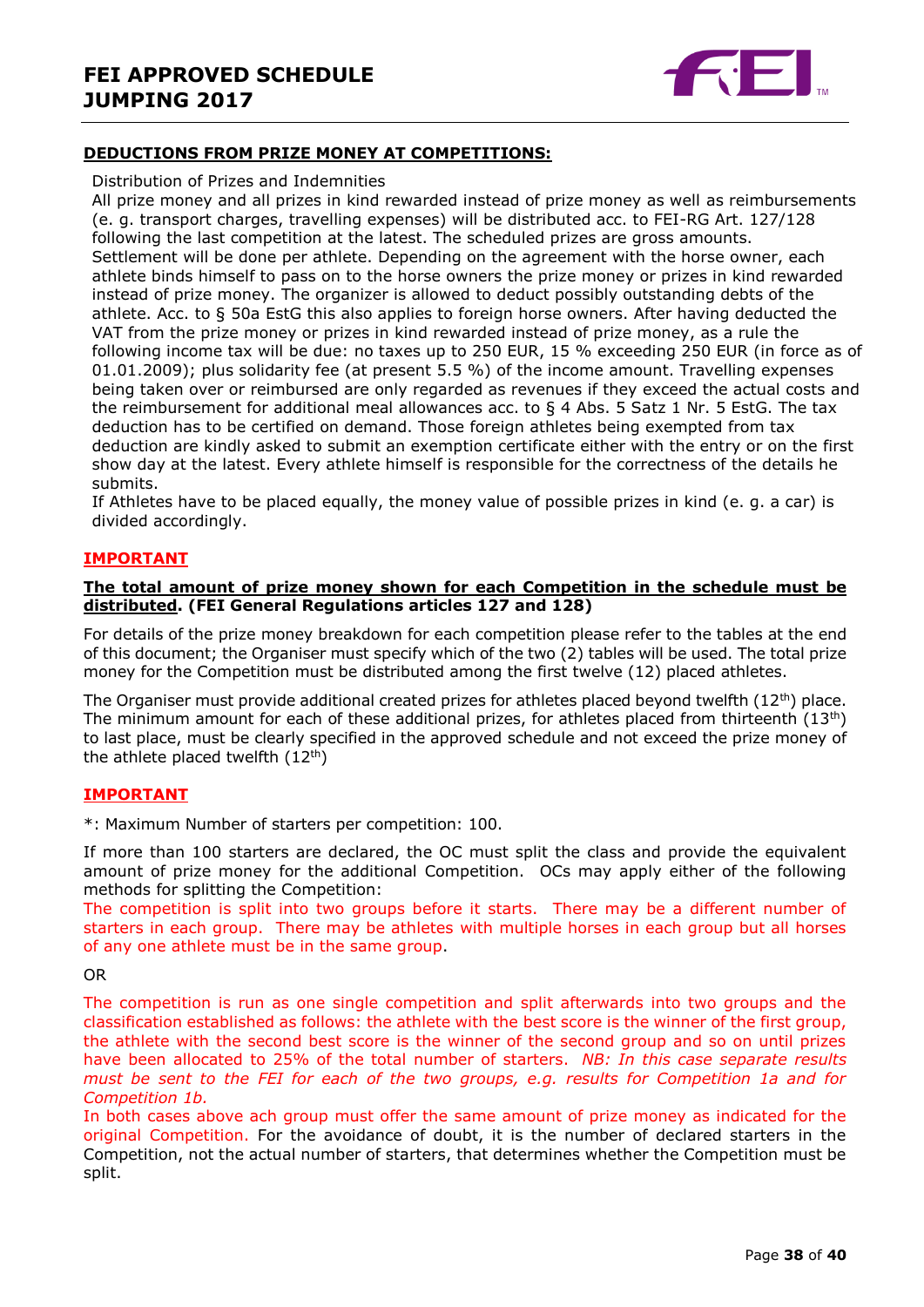## DEDUCTIONS FROM PRIZE MONEY AT COMPETITIONS:

Distribution of Prizes and Indemnities

All prize money and all prizes in kind rewarded instead of prize money as well as reimbursements (e. g. transport charges, travelling expenses) will be distributed acc. to FEI-RG Art. 127/128 following the last competition at the latest. The scheduled prizes are gross amounts. Settlement will be done per athlete. Depending on the agreement with the horse owner, each athlete binds himself to pass on to the horse owners the prize money or prizes in kind rewarded instead of prize money. The organizer is allowed to deduct possibly outstanding debts of the athlete. Acc. to § 50a EstG this also applies to foreign horse owners. After having deducted the VAT from the prize money or prizes in kind rewarded instead of prize money, as a rule the following income tax will be due: no taxes up to 250 EUR, 15 % exceeding 250 EUR (in force as of 01.01.2009); plus solidarity fee (at present 5.5 %) of the income amount. Travelling expenses being taken over or reimbursed are only regarded as revenues if they exceed the actual costs and the reimbursement for additional meal allowances acc. to § 4 Abs. 5 Satz 1 Nr. 5 EstG. The tax deduction has to be certified on demand. Those foreign athletes being exempted from tax deduction are kindly asked to submit an exemption certificate either with the entry or on the first show day at the latest. Every athlete himself is responsible for the correctness of the details he submits.

If Athletes have to be placed equally, the money value of possible prizes in kind (e. g. a car) is divided accordingly.

### IMPORTANT

**The total amount of prize money shown for each Competition in the schedule must be distributed. (FEI General Regulations articles 127 and 128)**

For details of the prize money breakdown for each competition please refer to the tables at the end of this document; the Organiser must specify which of the two (2) tables will be used. The total prize money for the Competition must be distributed among the first twelve (12) placed athletes.

The Organiser must provide additional created prizes for athletes placed beyond twelfth (12th) place. The minimum amount for each of these additional prizes, for athletes placed from thirteenth (13th) to last place, must be clearly specified in the approved schedule and not exceed the prize money of the athlete placed twelfth (12th)

### IMPORTANT

*: Maximum Number of starters per competition: 100.

If more than 100 starters are declared, the OC must split the class and provide the equivalent amount of prize money for the additional Competition. OCs may apply either of the following methods for splitting the Competition:

The competition is split into two groups before it starts. There may be a different number of starters in each group. There may be athletes with multiple horses in each group but all horses of any one athlete must be in the same group.

OR

The competition is run as one single competition and split afterwards into two groups and the classification established as follows: the athlete with the best score is the winner of the first group, the athlete with the second best score is the winner of the second group and so on until prizes have been allocated to 25% of the total number of starters. *NB: In this case separate results must be sent to the FEI for each of the two groups, e.g. results for Competition 1a and for Competition 1b.*

In both cases above ach group must offer the same amount of prize money as indicated for the original Competition. For the avoidance of doubt, it is the number of declared starters in the Competition, not the actual number of starters, that determines whether the Competition must be split.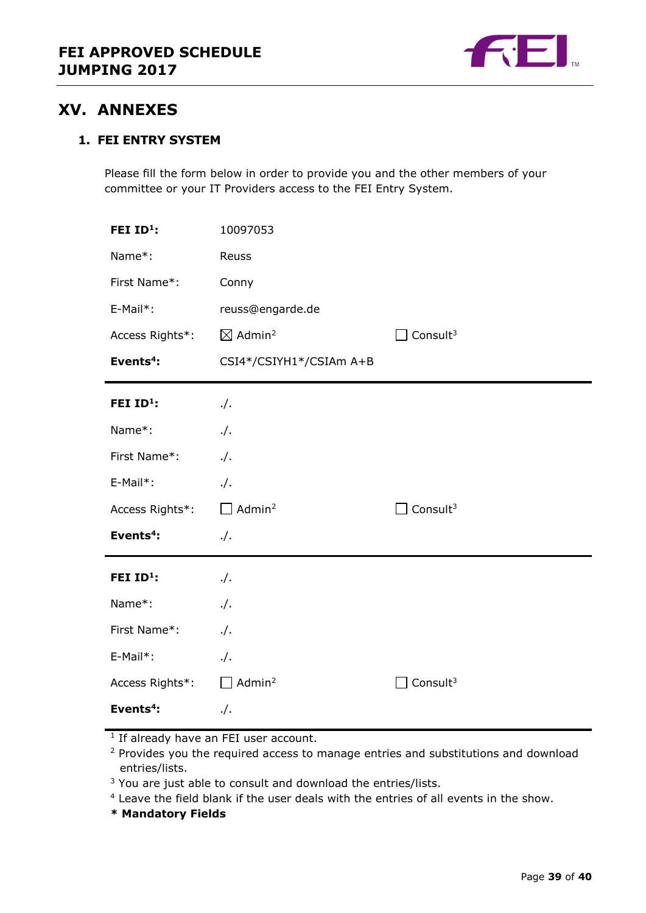## XV. ANNEXES

### 1. FEI ENTRY SYSTEM

Please fill the form below in order to provide you and the other members of your committee or your IT Providers access to the FEI Entry System.

| | | |
|---|---|---|
| **FEI ID[1]:** | 10097053 | |
| Name*: | Reuss | |
| First Name*: | Conny | |
| E-Mail*: | reuss@engarde.de | |
| Access Rights*: | ☒ Admin[2] | ☐ Consult[3] |
| **Events[4]:** | CSI4*/CSIYH1*/CSIAm A+B | |

| | | |
|---|---|---|
| **FEI ID[1]:** | ./. | |
| Name*: | ./. | |
| First Name*: | ./. | |
| E-Mail*: | ./. | |
| Access Rights*: | ☐ Admin[2] | ☐ Consult[3] |
| **Events[4]:** | ./. | |

| | | |
|---|---|---|
| **FEI ID[1]:** | ./. | |
| Name*: | ./. | |
| First Name*: | ./. | |
| E-Mail*: | ./. | |
| Access Rights*: | ☐ Admin[2] | ☐ Consult[3] |
| **Events[4]:** | ./. | |

[1] If already have an FEI user account.

[2] Provides you the required access to manage entries and substitutions and download entries/lists.

[3] You are just able to consult and download the entries/lists.

[4] Leave the field blank if the user deals with the entries of all events in the show.

**\* Mandatory Fields**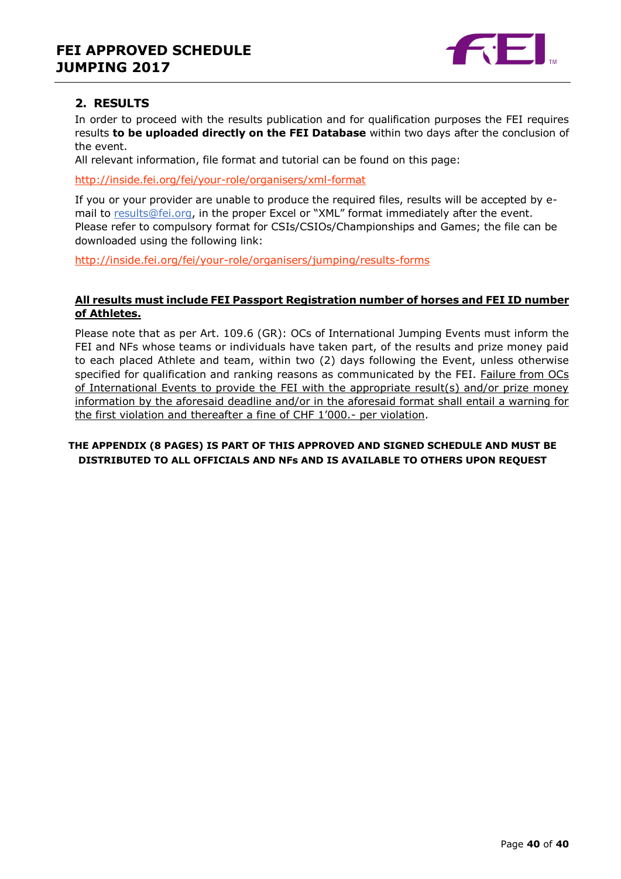## 2. RESULTS

In order to proceed with the results publication and for qualification purposes the FEI requires results **to be uploaded directly on the FEI Database** within two days after the conclusion of the event.
All relevant information, file format and tutorial can be found on this page:

http://inside.fei.org/fei/your-role/organisers/xml-format

If you or your provider are unable to produce the required files, results will be accepted by e-mail to results@fei.org, in the proper Excel or "XML" format immediately after the event.
Please refer to compulsory format for CSIs/CSIOs/Championships and Games; the file can be downloaded using the following link:

http://inside.fei.org/fei/your-role/organisers/jumping/results-forms

**All results must include FEI Passport Registration number of horses and FEI ID number of Athletes.**

Please note that as per Art. 109.6 (GR): OCs of International Jumping Events must inform the FEI and NFs whose teams or individuals have taken part, of the results and prize money paid to each placed Athlete and team, within two (2) days following the Event, unless otherwise specified for qualification and ranking reasons as communicated by the FEI. Failure from OCs of International Events to provide the FEI with the appropriate result(s) and/or prize money information by the aforesaid deadline and/or in the aforesaid format shall entail a warning for the first violation and thereafter a fine of CHF 1'000.- per violation.

**THE APPENDIX (8 PAGES) IS PART OF THIS APPROVED AND SIGNED SCHEDULE AND MUST BE DISTRIBUTED TO ALL OFFICIALS AND NFs AND IS AVAILABLE TO OTHERS UPON REQUEST**